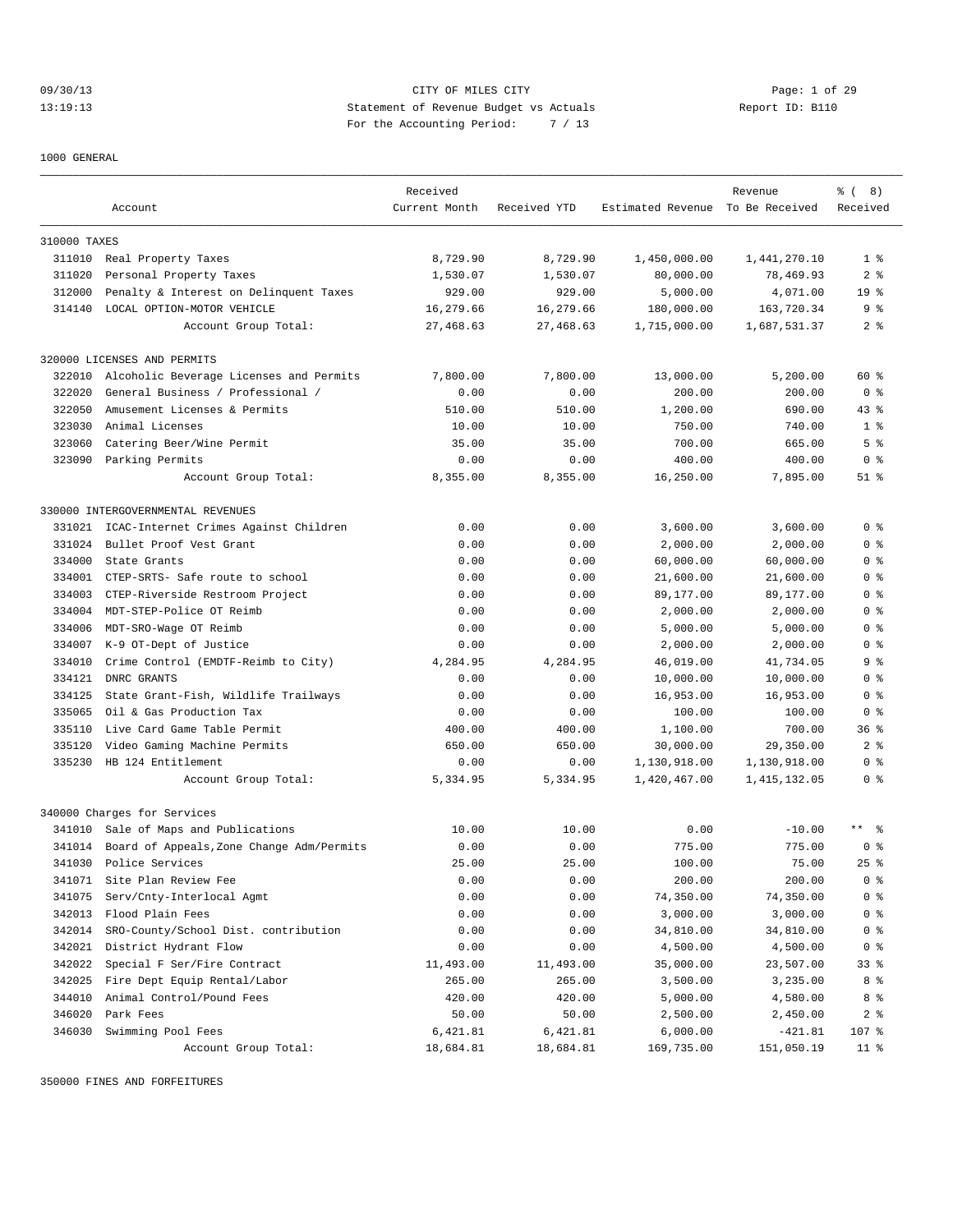CITY OF MILES CITY
Statement of Revenue Budget vs Actuals
For the Accounting Period: 7 / 13

09/30/13 13:19:13 Report ID: B110

1000 GENERAL

| Account | | Received Current Month | Received YTD | Estimated Revenue | Revenue To Be Received | % ( 8) Received |
|---|---|---|---|---|---|---|
| **310000 TAXES** | | | | | | |
| 311010 | Real Property Taxes | 8,729.90 | 8,729.90 | 1,450,000.00 | 1,441,270.10 | 1 % |
| 311020 | Personal Property Taxes | 1,530.07 | 1,530.07 | 80,000.00 | 78,469.93 | 2 % |
| 312000 | Penalty & Interest on Delinquent Taxes | 929.00 | 929.00 | 5,000.00 | 4,071.00 | 19 % |
| 314140 | LOCAL OPTION-MOTOR VEHICLE | 16,279.66 | 16,279.66 | 180,000.00 | 163,720.34 | 9 % |
| | Account Group Total: | 27,468.63 | 27,468.63 | 1,715,000.00 | 1,687,531.37 | 2 % |
| **320000 LICENSES AND PERMITS** | | | | | | |
| 322010 | Alcoholic Beverage Licenses and Permits | 7,800.00 | 7,800.00 | 13,000.00 | 5,200.00 | 60 % |
| 322020 | General Business / Professional / | 0.00 | 0.00 | 200.00 | 200.00 | 0 % |
| 322050 | Amusement Licenses & Permits | 510.00 | 510.00 | 1,200.00 | 690.00 | 43 % |
| 323030 | Animal Licenses | 10.00 | 10.00 | 750.00 | 740.00 | 1 % |
| 323060 | Catering Beer/Wine Permit | 35.00 | 35.00 | 700.00 | 665.00 | 5 % |
| 323090 | Parking Permits | 0.00 | 0.00 | 400.00 | 400.00 | 0 % |
| | Account Group Total: | 8,355.00 | 8,355.00 | 16,250.00 | 7,895.00 | 51 % |
| **330000 INTERGOVERNMENTAL REVENUES** | | | | | | |
| 331021 | ICAC-Internet Crimes Against Children | 0.00 | 0.00 | 3,600.00 | 3,600.00 | 0 % |
| 331024 | Bullet Proof Vest Grant | 0.00 | 0.00 | 2,000.00 | 2,000.00 | 0 % |
| 334000 | State Grants | 0.00 | 0.00 | 60,000.00 | 60,000.00 | 0 % |
| 334001 | CTEP-SRTS- Safe route to school | 0.00 | 0.00 | 21,600.00 | 21,600.00 | 0 % |
| 334003 | CTEP-Riverside Restroom Project | 0.00 | 0.00 | 89,177.00 | 89,177.00 | 0 % |
| 334004 | MDT-STEP-Police OT Reimb | 0.00 | 0.00 | 2,000.00 | 2,000.00 | 0 % |
| 334006 | MDT-SRO-Wage OT Reimb | 0.00 | 0.00 | 5,000.00 | 5,000.00 | 0 % |
| 334007 | K-9 OT-Dept of Justice | 0.00 | 0.00 | 2,000.00 | 2,000.00 | 0 % |
| 334010 | Crime Control (EMDTF-Reimb to City) | 4,284.95 | 4,284.95 | 46,019.00 | 41,734.05 | 9 % |
| 334121 | DNRC GRANTS | 0.00 | 0.00 | 10,000.00 | 10,000.00 | 0 % |
| 334125 | State Grant-Fish, Wildlife Trailways | 0.00 | 0.00 | 16,953.00 | 16,953.00 | 0 % |
| 335065 | Oil & Gas Production Tax | 0.00 | 0.00 | 100.00 | 100.00 | 0 % |
| 335110 | Live Card Game Table Permit | 400.00 | 400.00 | 1,100.00 | 700.00 | 36 % |
| 335120 | Video Gaming Machine Permits | 650.00 | 650.00 | 30,000.00 | 29,350.00 | 2 % |
| 335230 | HB 124 Entitlement | 0.00 | 0.00 | 1,130,918.00 | 1,130,918.00 | 0 % |
| | Account Group Total: | 5,334.95 | 5,334.95 | 1,420,467.00 | 1,415,132.05 | 0 % |
| **340000 Charges for Services** | | | | | | |
| 341010 | Sale of Maps and Publications | 10.00 | 10.00 | 0.00 | -10.00 | ** % |
| 341014 | Board of Appeals,Zone Change Adm/Permits | 0.00 | 0.00 | 775.00 | 775.00 | 0 % |
| 341030 | Police Services | 25.00 | 25.00 | 100.00 | 75.00 | 25 % |
| 341071 | Site Plan Review Fee | 0.00 | 0.00 | 200.00 | 200.00 | 0 % |
| 341075 | Serv/Cnty-Interlocal Agmt | 0.00 | 0.00 | 74,350.00 | 74,350.00 | 0 % |
| 342013 | Flood Plain Fees | 0.00 | 0.00 | 3,000.00 | 3,000.00 | 0 % |
| 342014 | SRO-County/School Dist. contribution | 0.00 | 0.00 | 34,810.00 | 34,810.00 | 0 % |
| 342021 | District Hydrant Flow | 0.00 | 0.00 | 4,500.00 | 4,500.00 | 0 % |
| 342022 | Special F Ser/Fire Contract | 11,493.00 | 11,493.00 | 35,000.00 | 23,507.00 | 33 % |
| 342025 | Fire Dept Equip Rental/Labor | 265.00 | 265.00 | 3,500.00 | 3,235.00 | 8 % |
| 344010 | Animal Control/Pound Fees | 420.00 | 420.00 | 5,000.00 | 4,580.00 | 8 % |
| 346020 | Park Fees | 50.00 | 50.00 | 2,500.00 | 2,450.00 | 2 % |
| 346030 | Swimming Pool Fees | 6,421.81 | 6,421.81 | 6,000.00 | -421.81 | 107 % |
| | Account Group Total: | 18,684.81 | 18,684.81 | 169,735.00 | 151,050.19 | 11 % |
| **350000 FINES AND FORFEITURES** | | | | | | |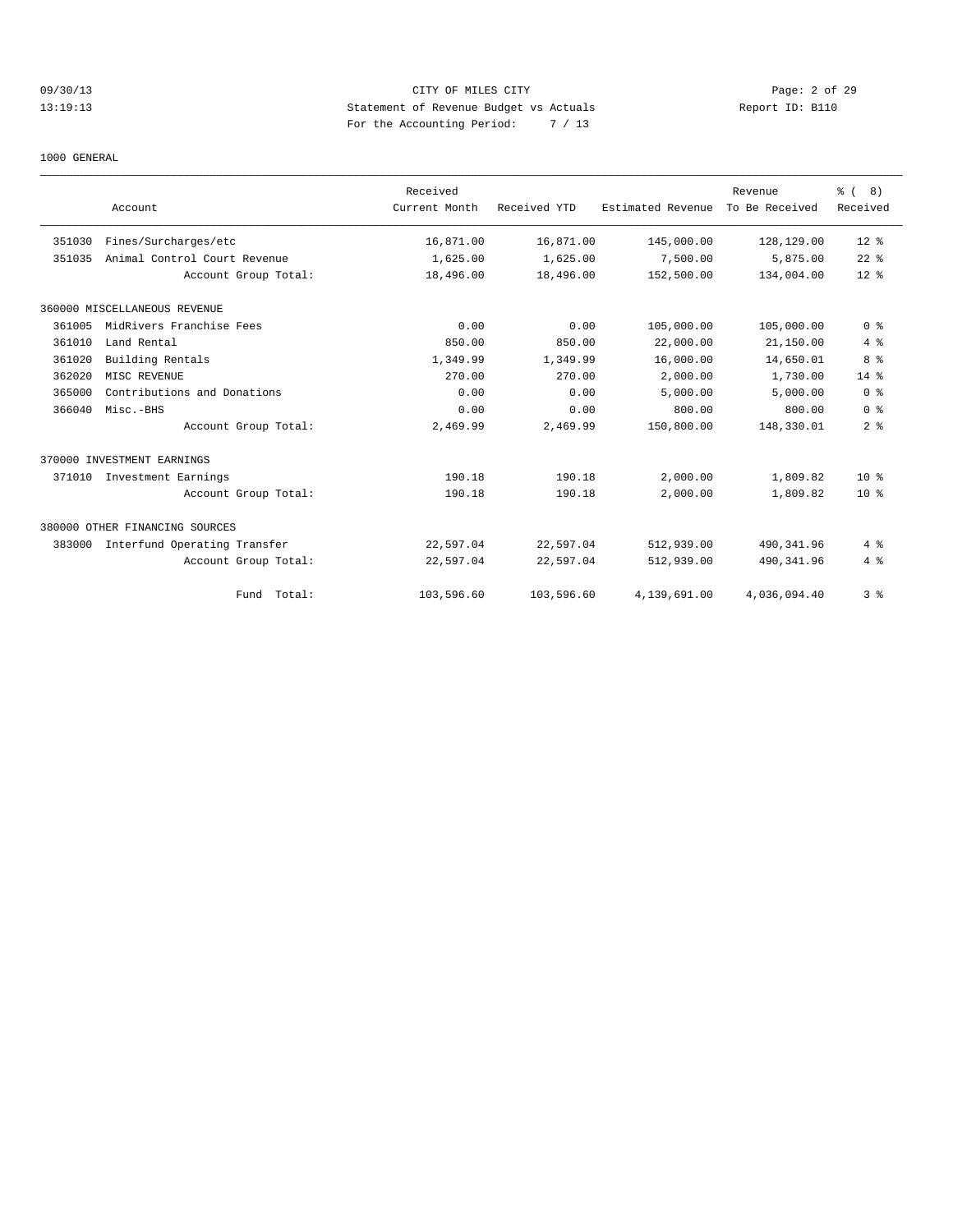CITY OF MILES CITY

Statement of Revenue Budget vs Actuals

For the Accounting Period: 7 / 13

09/30/13 13:19:13 — Report ID: B110

1000 GENERAL

| | Account | Received Current Month | Received YTD | Estimated Revenue | Revenue To Be Received | % ( 8) Received |
|---|---|---|---|---|---|---|
| 351030 | Fines/Surcharges/etc | 16,871.00 | 16,871.00 | 145,000.00 | 128,129.00 | 12 % |
| 351035 | Animal Control Court Revenue | 1,625.00 | 1,625.00 | 7,500.00 | 5,875.00 | 22 % |
| | Account Group Total: | 18,496.00 | 18,496.00 | 152,500.00 | 134,004.00 | 12 % |
| 360000 MISCELLANEOUS REVENUE | | | | | | |
| 361005 | MidRivers Franchise Fees | 0.00 | 0.00 | 105,000.00 | 105,000.00 | 0 % |
| 361010 | Land Rental | 850.00 | 850.00 | 22,000.00 | 21,150.00 | 4 % |
| 361020 | Building Rentals | 1,349.99 | 1,349.99 | 16,000.00 | 14,650.01 | 8 % |
| 362020 | MISC REVENUE | 270.00 | 270.00 | 2,000.00 | 1,730.00 | 14 % |
| 365000 | Contributions and Donations | 0.00 | 0.00 | 5,000.00 | 5,000.00 | 0 % |
| 366040 | Misc.-BHS | 0.00 | 0.00 | 800.00 | 800.00 | 0 % |
| | Account Group Total: | 2,469.99 | 2,469.99 | 150,800.00 | 148,330.01 | 2 % |
| 370000 INVESTMENT EARNINGS | | | | | | |
| 371010 | Investment Earnings | 190.18 | 190.18 | 2,000.00 | 1,809.82 | 10 % |
| | Account Group Total: | 190.18 | 190.18 | 2,000.00 | 1,809.82 | 10 % |
| 380000 OTHER FINANCING SOURCES | | | | | | |
| 383000 | Interfund Operating Transfer | 22,597.04 | 22,597.04 | 512,939.00 | 490,341.96 | 4 % |
| | Account Group Total: | 22,597.04 | 22,597.04 | 512,939.00 | 490,341.96 | 4 % |
| | Fund Total: | 103,596.60 | 103,596.60 | 4,139,691.00 | 4,036,094.40 | 3 % |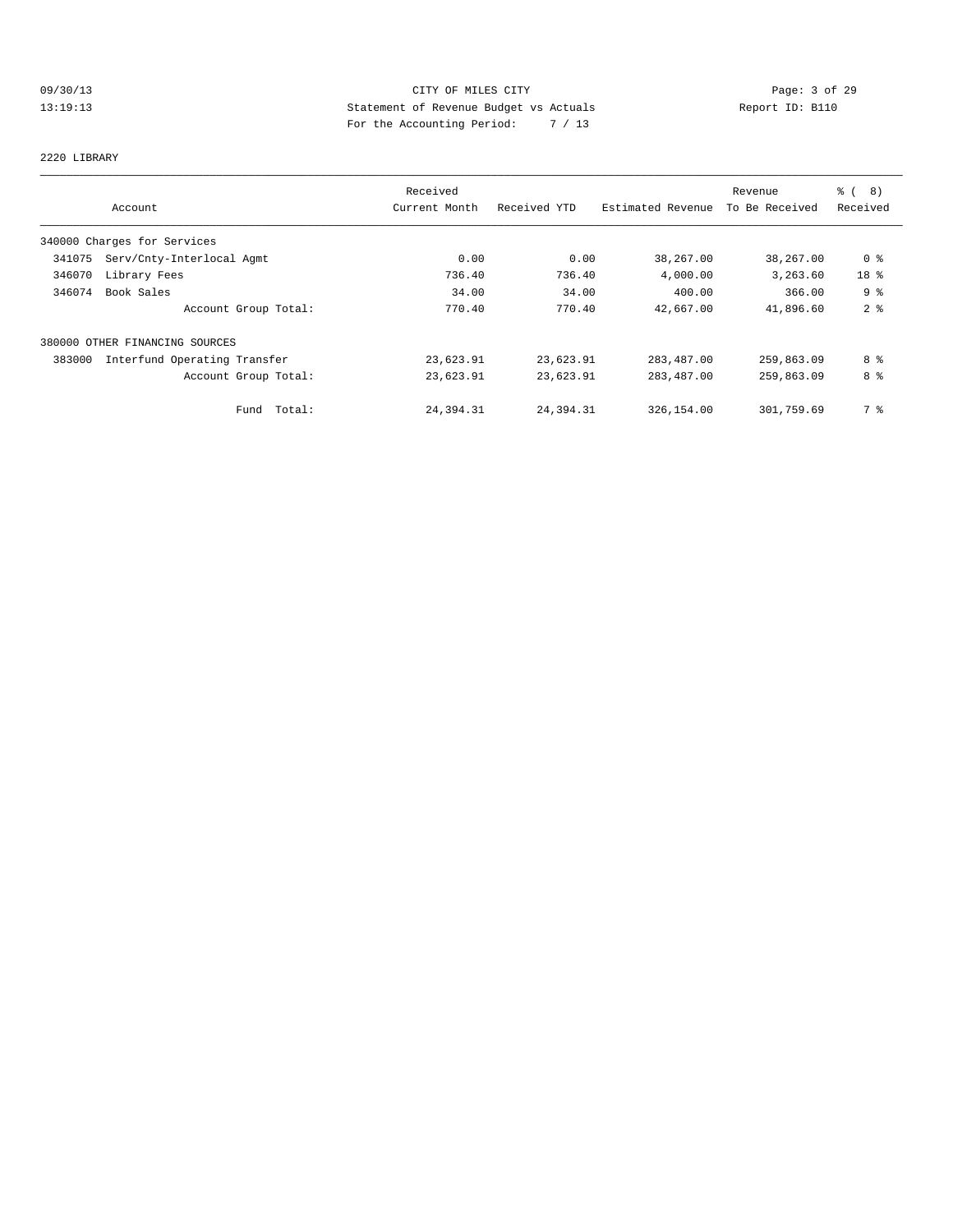CITY OF MILES CITY
Statement of Revenue Budget vs Actuals
For the Accounting Period: 7 / 13

09/30/13
13:19:13

Report ID: B110

## 2220 LIBRARY

| Account | Received Current Month | Received YTD | Estimated Revenue | Revenue To Be Received | % ( 8) Received |
|---|---|---|---|---|---|
| 340000 Charges for Services | | | | | |
| 341075 Serv/Cnty-Interlocal Agmt | 0.00 | 0.00 | 38,267.00 | 38,267.00 | 0 % |
| 346070 Library Fees | 736.40 | 736.40 | 4,000.00 | 3,263.60 | 18 % |
| 346074 Book Sales | 34.00 | 34.00 | 400.00 | 366.00 | 9 % |
| Account Group Total: | 770.40 | 770.40 | 42,667.00 | 41,896.60 | 2 % |
| 380000 OTHER FINANCING SOURCES | | | | | |
| 383000 Interfund Operating Transfer | 23,623.91 | 23,623.91 | 283,487.00 | 259,863.09 | 8 % |
| Account Group Total: | 23,623.91 | 23,623.91 | 283,487.00 | 259,863.09 | 8 % |
| Fund Total: | 24,394.31 | 24,394.31 | 326,154.00 | 301,759.69 | 7 % |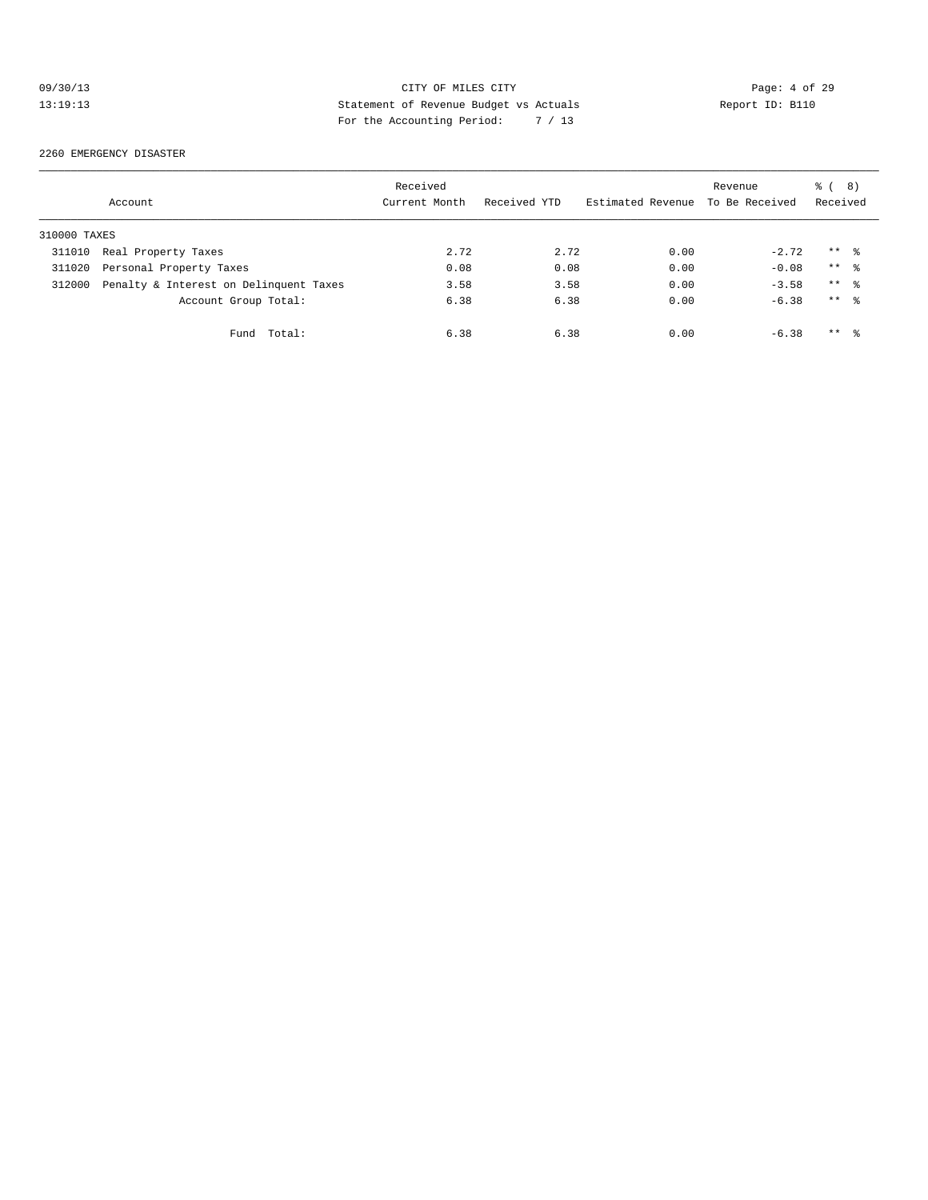CITY OF MILES CITY

Statement of Revenue Budget vs Actuals

For the Accounting Period: 7 / 13

09/30/13 13:19:13

Report ID: B110

2260 EMERGENCY DISASTER

| Account | | Received Current Month | Received YTD | Estimated Revenue | Revenue To Be Received | % ( 8) Received |
|---|---|---|---|---|---|---|
| 310000 TAXES | | | | | | |
| 311010 | Real Property Taxes | 2.72 | 2.72 | 0.00 | -2.72 | ** % |
| 311020 | Personal Property Taxes | 0.08 | 0.08 | 0.00 | -0.08 | ** % |
| 312000 | Penalty & Interest on Delinquent Taxes | 3.58 | 3.58 | 0.00 | -3.58 | ** % |
| | Account Group Total: | 6.38 | 6.38 | 0.00 | -6.38 | ** % |
| | Fund Total: | 6.38 | 6.38 | 0.00 | -6.38 | ** % |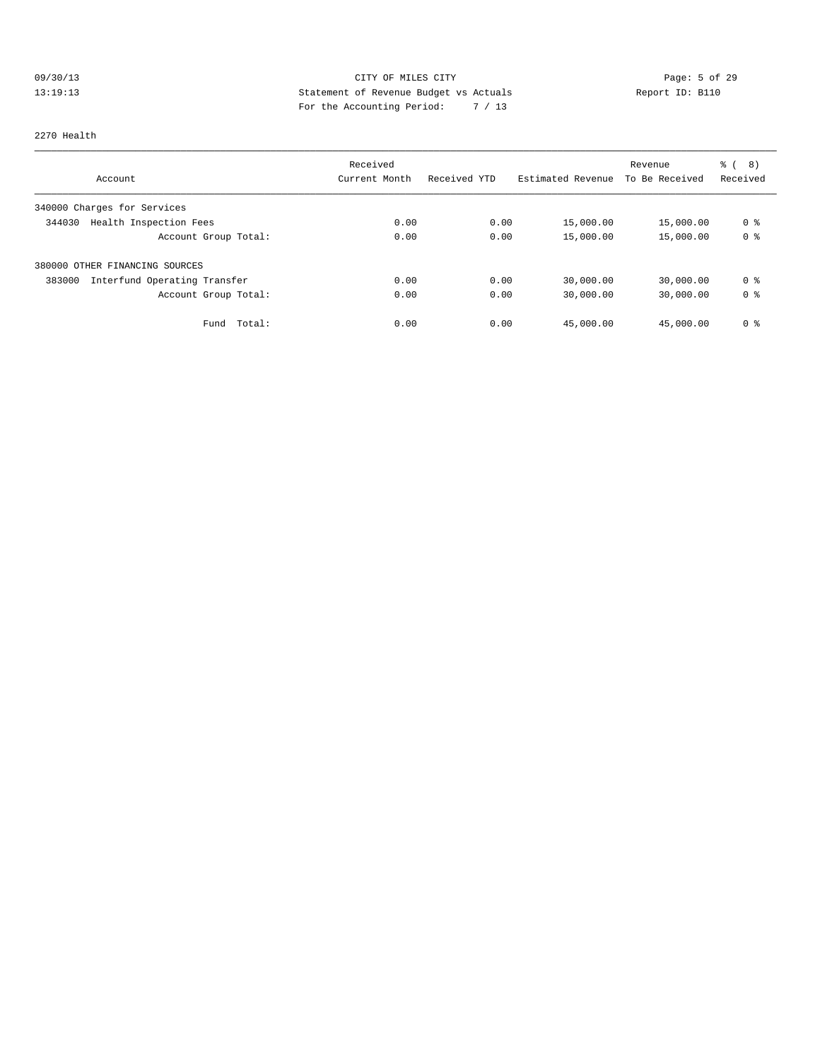CITY OF MILES CITY

Statement of Revenue Budget vs Actuals

For the Accounting Period: 7 / 13

09/30/13
13:19:13

Report ID: B110

2270 Health

| Account | Received Current Month | Received YTD | Estimated Revenue | Revenue To Be Received | % ( 8) Received |
|---|---|---|---|---|---|
| 340000 Charges for Services | | | | | |
| 344030 Health Inspection Fees | 0.00 | 0.00 | 15,000.00 | 15,000.00 | 0 % |
| Account Group Total: | 0.00 | 0.00 | 15,000.00 | 15,000.00 | 0 % |
| 380000 OTHER FINANCING SOURCES | | | | | |
| 383000 Interfund Operating Transfer | 0.00 | 0.00 | 30,000.00 | 30,000.00 | 0 % |
| Account Group Total: | 0.00 | 0.00 | 30,000.00 | 30,000.00 | 0 % |
| Fund Total: | 0.00 | 0.00 | 45,000.00 | 45,000.00 | 0 % |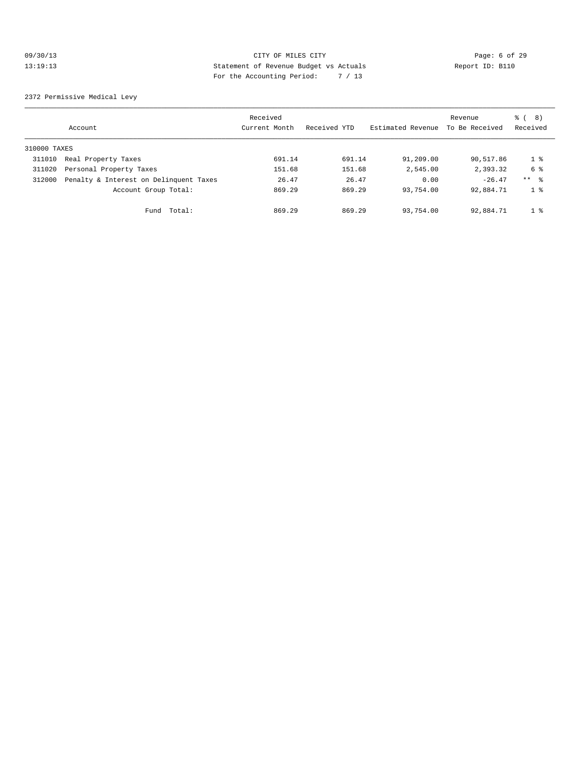CITY OF MILES CITY
Statement of Revenue Budget vs Actuals
For the Accounting Period: 7 / 13

09/30/13
13:19:13

Report ID: B110

2372 Permissive Medical Levy

| Account | | Received Current Month | Received YTD | Estimated Revenue | Revenue To Be Received | % ( 8) Received |
|---|---|---|---|---|---|---|
| 310000 TAXES | | | | | | |
| 311010 | Real Property Taxes | 691.14 | 691.14 | 91,209.00 | 90,517.86 | 1 % |
| 311020 | Personal Property Taxes | 151.68 | 151.68 | 2,545.00 | 2,393.32 | 6 % |
| 312000 | Penalty & Interest on Delinquent Taxes | 26.47 | 26.47 | 0.00 | -26.47 | ** % |
| | Account Group Total: | 869.29 | 869.29 | 93,754.00 | 92,884.71 | 1 % |
| | Fund Total: | 869.29 | 869.29 | 93,754.00 | 92,884.71 | 1 % |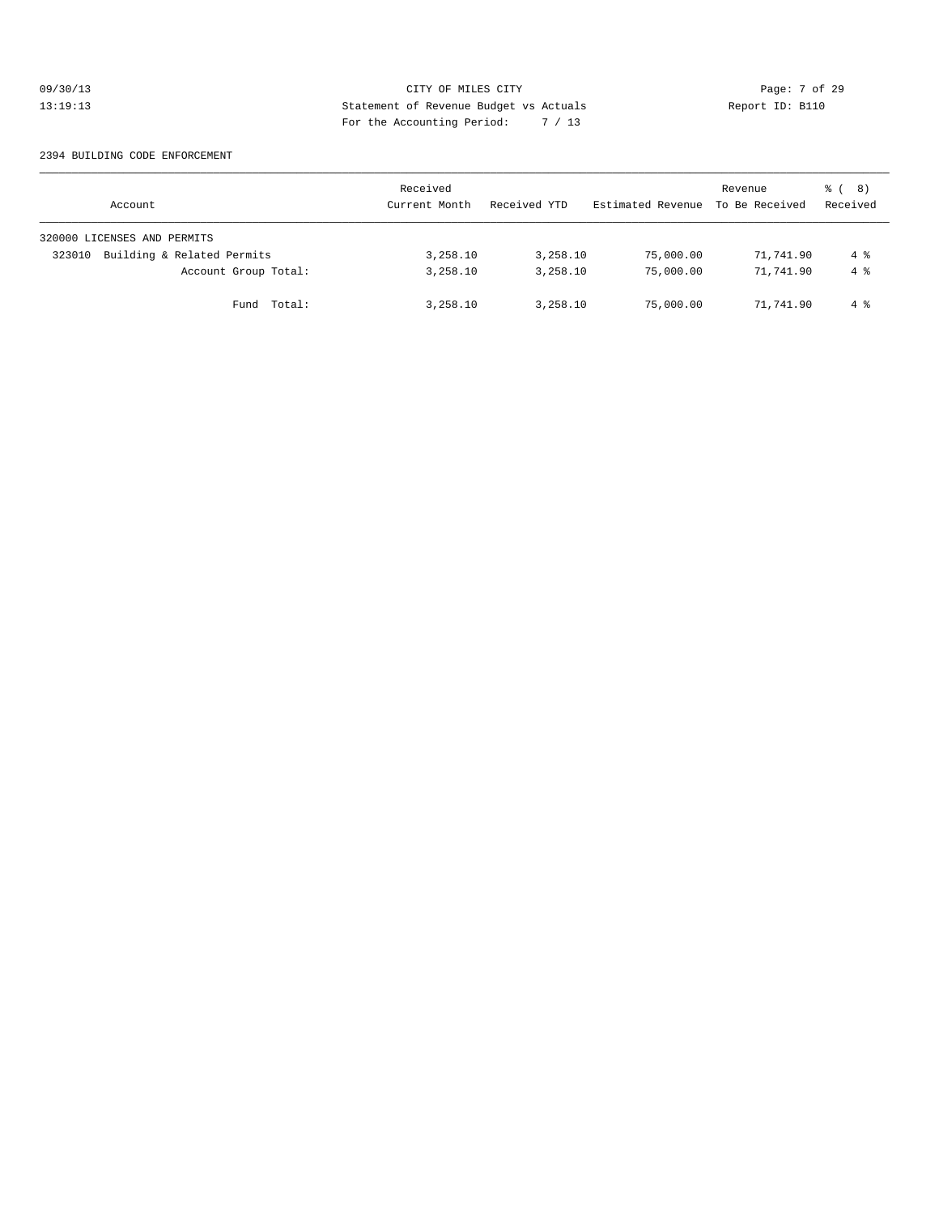CITY OF MILES CITY
Statement of Revenue Budget vs Actuals
For the Accounting Period: 7 / 13

09/30/13
13:19:13

Report ID: B110

2394 BUILDING CODE ENFORCEMENT

| Account | Received Current Month | Received YTD | Estimated Revenue | Revenue To Be Received | % ( 8) Received |
|---|---|---|---|---|---|
| 320000 LICENSES AND PERMITS | | | | | |
| 323010 Building & Related Permits | 3,258.10 | 3,258.10 | 75,000.00 | 71,741.90 | 4 % |
| Account Group Total: | 3,258.10 | 3,258.10 | 75,000.00 | 71,741.90 | 4 % |
| Fund Total: | 3,258.10 | 3,258.10 | 75,000.00 | 71,741.90 | 4 % |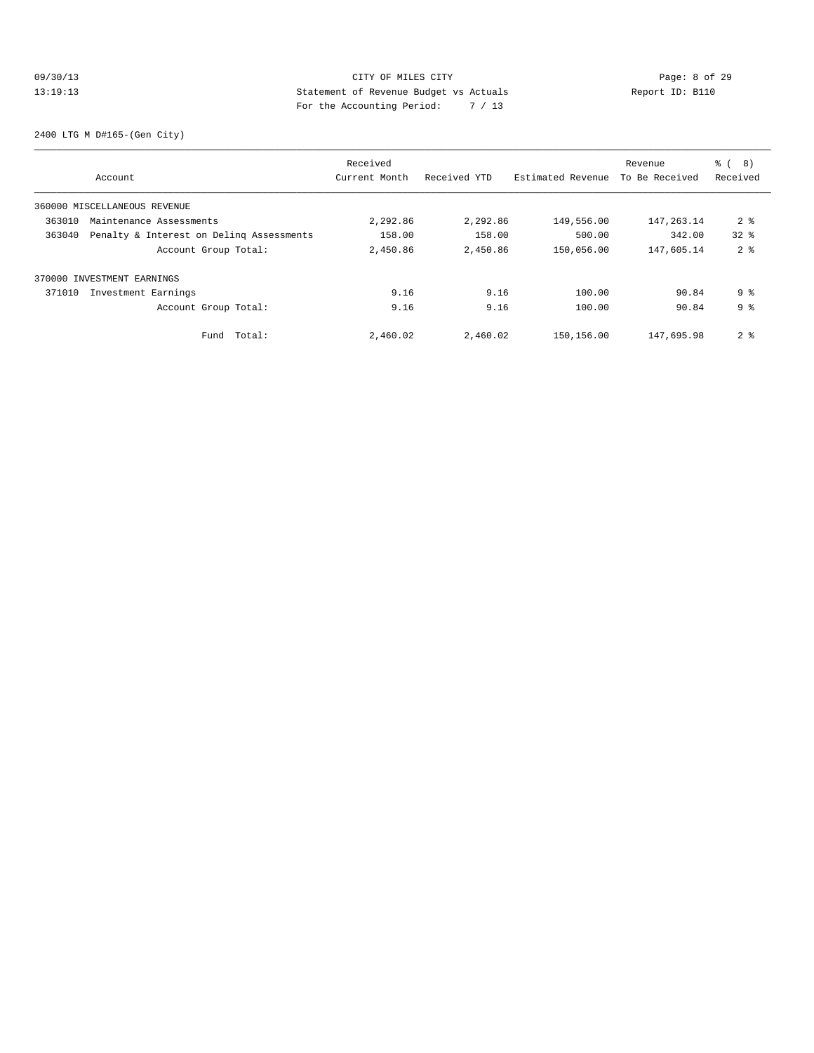09/30/13 CITY OF MILES CITY
13:19:13 Statement of Revenue Budget vs Actuals Report ID: B110
For the Accounting Period: 7 / 13

2400 LTG M D#165-(Gen City)

| Account | Received Current Month | Received YTD | Estimated Revenue | Revenue To Be Received | % ( 8) Received |
|---|---|---|---|---|---|
| 360000 MISCELLANEOUS REVENUE | | | | | |
| 363010 Maintenance Assessments | 2,292.86 | 2,292.86 | 149,556.00 | 147,263.14 | 2 % |
| 363040 Penalty & Interest on Delinq Assessments | 158.00 | 158.00 | 500.00 | 342.00 | 32 % |
| Account Group Total: | 2,450.86 | 2,450.86 | 150,056.00 | 147,605.14 | 2 % |
| 370000 INVESTMENT EARNINGS | | | | | |
| 371010 Investment Earnings | 9.16 | 9.16 | 100.00 | 90.84 | 9 % |
| Account Group Total: | 9.16 | 9.16 | 100.00 | 90.84 | 9 % |
| Fund Total: | 2,460.02 | 2,460.02 | 150,156.00 | 147,695.98 | 2 % |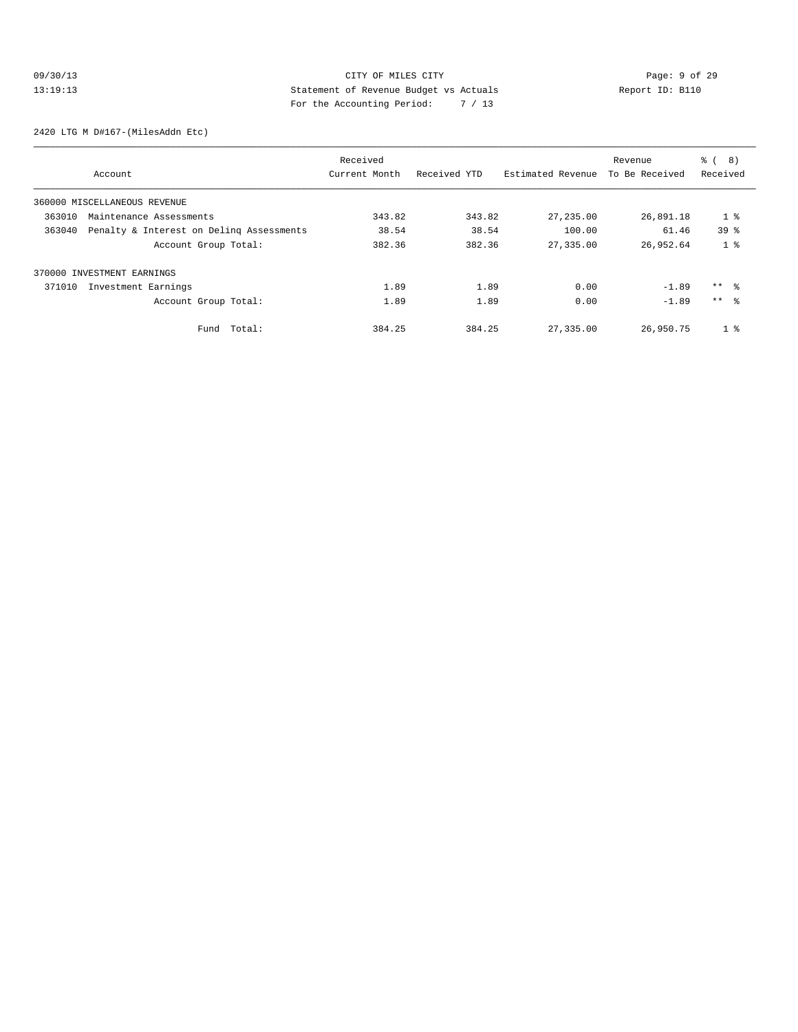CITY OF MILES CITY

Statement of Revenue Budget vs Actuals

For the Accounting Period: 7 / 13

09/30/13 13:19:13 — Report ID: B110

2420 LTG M D#167-(MilesAddn Etc)

| Account | Received Current Month | Received YTD | Estimated Revenue | Revenue To Be Received | % ( 8) Received |
|---|---|---|---|---|---|
| 360000 MISCELLANEOUS REVENUE | | | | | |
| 363010 Maintenance Assessments | 343.82 | 343.82 | 27,235.00 | 26,891.18 | 1 % |
| 363040 Penalty & Interest on Delinq Assessments | 38.54 | 38.54 | 100.00 | 61.46 | 39 % |
| Account Group Total: | 382.36 | 382.36 | 27,335.00 | 26,952.64 | 1 % |
| 370000 INVESTMENT EARNINGS | | | | | |
| 371010 Investment Earnings | 1.89 | 1.89 | 0.00 | -1.89 | ** % |
| Account Group Total: | 1.89 | 1.89 | 0.00 | -1.89 | ** % |
| Fund Total: | 384.25 | 384.25 | 27,335.00 | 26,950.75 | 1 % |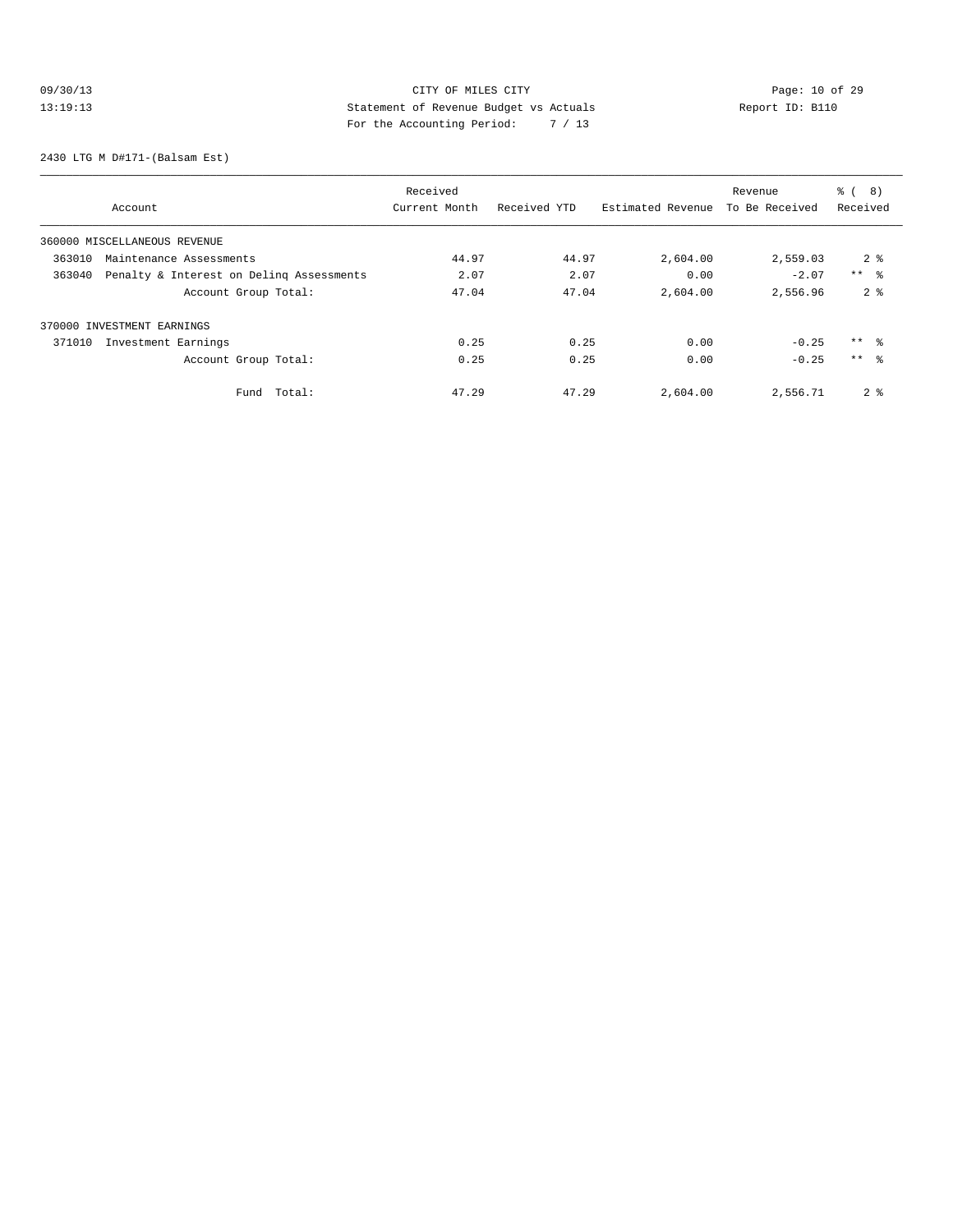CITY OF MILES CITY
Statement of Revenue Budget vs Actuals
For the Accounting Period: 7 / 13

09/30/13
13:19:13

Report ID: B110

2430 LTG M D#171-(Balsam Est)

| Account | Received Current Month | Received YTD | Estimated Revenue | Revenue To Be Received | % ( 8) Received |
|---|---|---|---|---|---|
| 360000 MISCELLANEOUS REVENUE | | | | | |
| 363010 Maintenance Assessments | 44.97 | 44.97 | 2,604.00 | 2,559.03 | 2 % |
| 363040 Penalty & Interest on Delinq Assessments | 2.07 | 2.07 | 0.00 | -2.07 | ** % |
| Account Group Total: | 47.04 | 47.04 | 2,604.00 | 2,556.96 | 2 % |
| 370000 INVESTMENT EARNINGS | | | | | |
| 371010 Investment Earnings | 0.25 | 0.25 | 0.00 | -0.25 | ** % |
| Account Group Total: | 0.25 | 0.25 | 0.00 | -0.25 | ** % |
| Fund Total: | 47.29 | 47.29 | 2,604.00 | 2,556.71 | 2 % |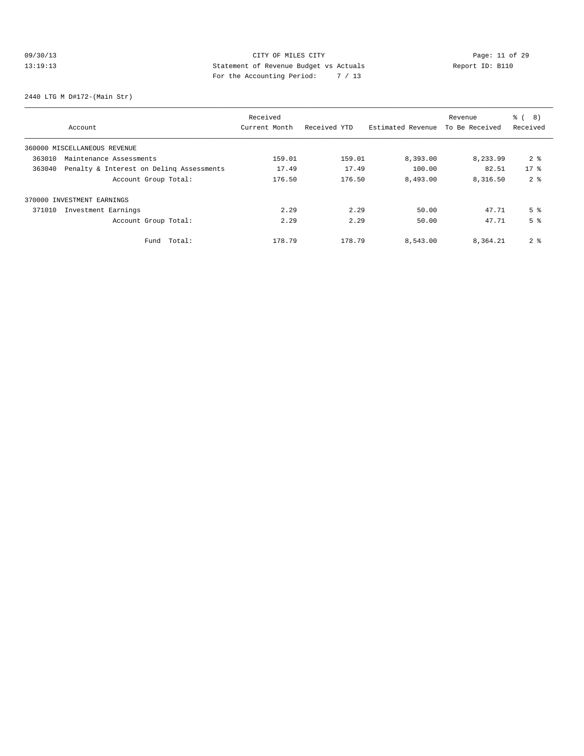CITY OF MILES CITY
Statement of Revenue Budget vs Actuals
For the Accounting Period: 7 / 13

09/30/13
13:19:13

Report ID: B110

2440 LTG M D#172-(Main Str)

| Account | Received Current Month | Received YTD | Estimated Revenue | Revenue To Be Received | % ( 8) Received |
|---|---|---|---|---|---|
| 360000 MISCELLANEOUS REVENUE | | | | | |
| 363010 Maintenance Assessments | 159.01 | 159.01 | 8,393.00 | 8,233.99 | 2 % |
| 363040 Penalty & Interest on Delinq Assessments | 17.49 | 17.49 | 100.00 | 82.51 | 17 % |
| Account Group Total: | 176.50 | 176.50 | 8,493.00 | 8,316.50 | 2 % |
| 370000 INVESTMENT EARNINGS | | | | | |
| 371010 Investment Earnings | 2.29 | 2.29 | 50.00 | 47.71 | 5 % |
| Account Group Total: | 2.29 | 2.29 | 50.00 | 47.71 | 5 % |
| Fund Total: | 178.79 | 178.79 | 8,543.00 | 8,364.21 | 2 % |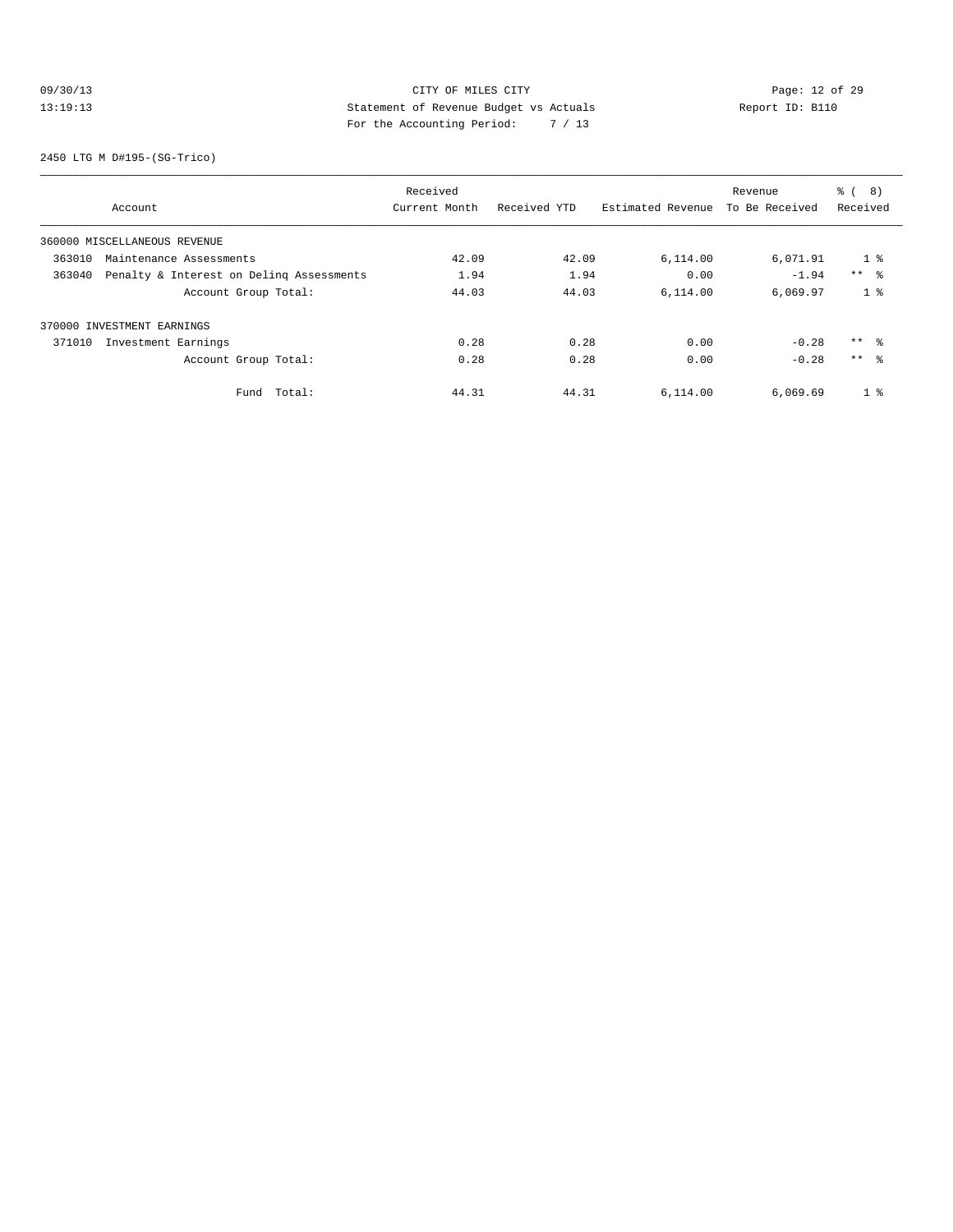CITY OF MILES CITY
Statement of Revenue Budget vs Actuals
For the Accounting Period: 7 / 13

09/30/13
13:19:13

Page: 12 of 29
Report ID: B110

2450 LTG M D#195-(SG-Trico)

| Account | Received Current Month | Received YTD | Estimated Revenue | Revenue To Be Received | % ( 8) Received |
|---|---|---|---|---|---|
| 360000 MISCELLANEOUS REVENUE | | | | | |
| 363010 Maintenance Assessments | 42.09 | 42.09 | 6,114.00 | 6,071.91 | 1 % |
| 363040 Penalty & Interest on Delinq Assessments | 1.94 | 1.94 | 0.00 | -1.94 | ** % |
| Account Group Total: | 44.03 | 44.03 | 6,114.00 | 6,069.97 | 1 % |
| 370000 INVESTMENT EARNINGS | | | | | |
| 371010 Investment Earnings | 0.28 | 0.28 | 0.00 | -0.28 | ** % |
| Account Group Total: | 0.28 | 0.28 | 0.00 | -0.28 | ** % |
| Fund Total: | 44.31 | 44.31 | 6,114.00 | 6,069.69 | 1 % |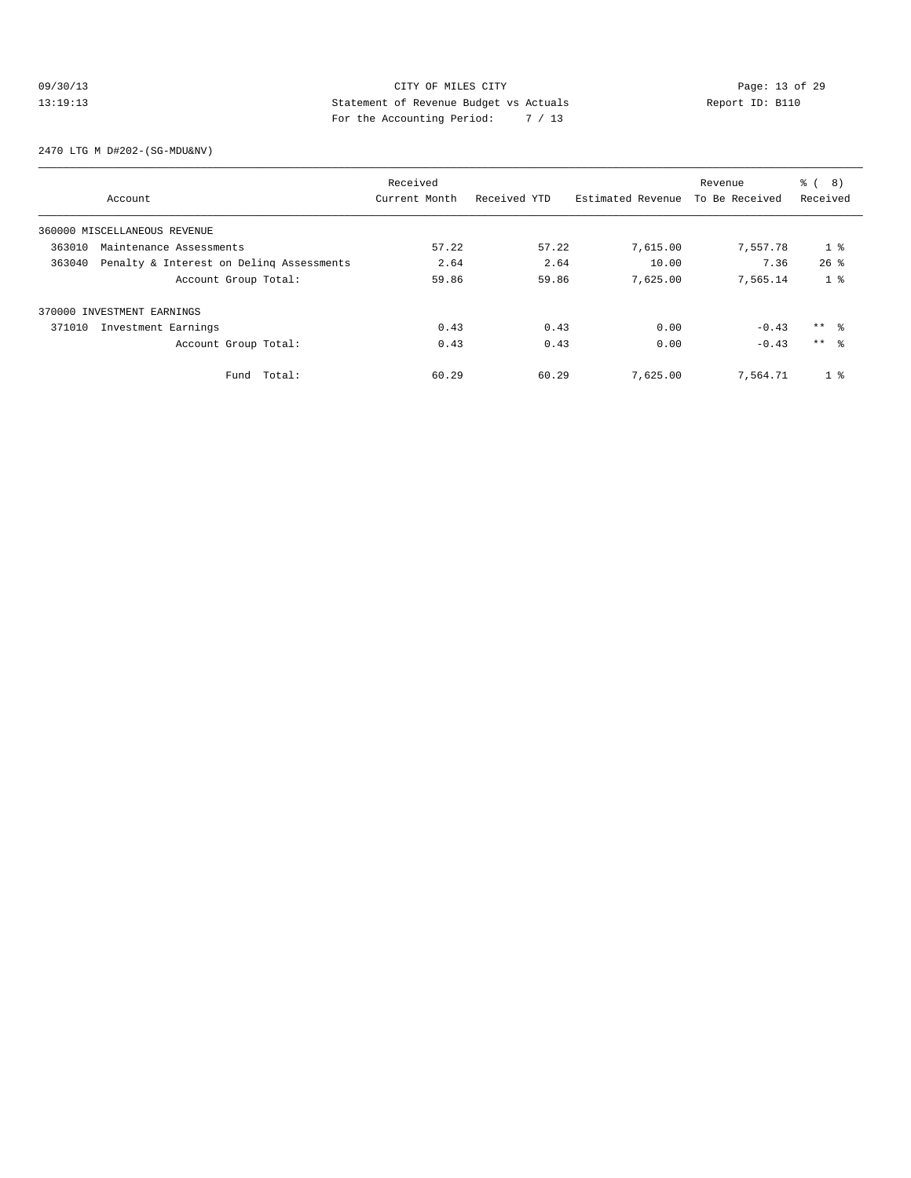CITY OF MILES CITY
Statement of Revenue Budget vs Actuals
For the Accounting Period: 7 / 13

09/30/13
13:19:13

Report ID: B110

2470 LTG M D#202-(SG-MDU&NV)

| Account | Received Current Month | Received YTD | Estimated Revenue | Revenue To Be Received | % ( 8) Received |
|---|---|---|---|---|---|
| 360000 MISCELLANEOUS REVENUE | | | | | |
| 363010 Maintenance Assessments | 57.22 | 57.22 | 7,615.00 | 7,557.78 | 1 % |
| 363040 Penalty & Interest on Delinq Assessments | 2.64 | 2.64 | 10.00 | 7.36 | 26 % |
| Account Group Total: | 59.86 | 59.86 | 7,625.00 | 7,565.14 | 1 % |
| 370000 INVESTMENT EARNINGS | | | | | |
| 371010 Investment Earnings | 0.43 | 0.43 | 0.00 | -0.43 | ** % |
| Account Group Total: | 0.43 | 0.43 | 0.00 | -0.43 | ** % |
| Fund Total: | 60.29 | 60.29 | 7,625.00 | 7,564.71 | 1 % |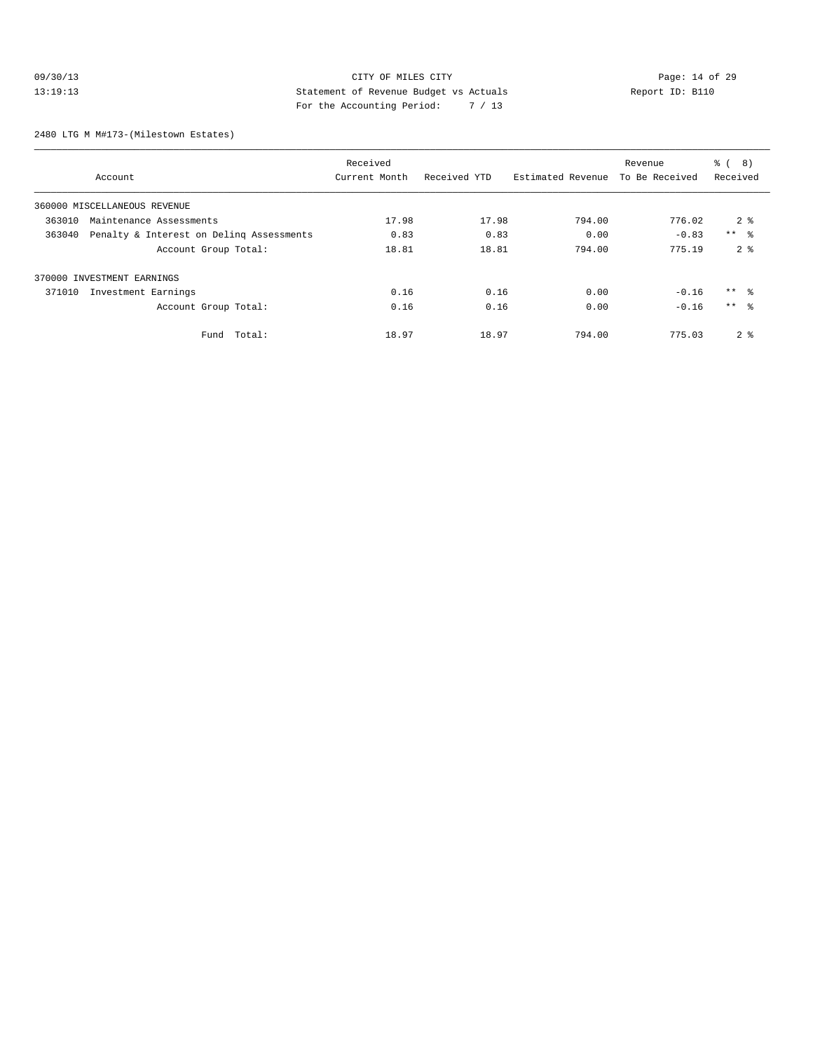CITY OF MILES CITY

Statement of Revenue Budget vs Actuals

For the Accounting Period: 7 / 13

09/30/13 13:19:13

Report ID: B110

2480 LTG M M#173-(Milestown Estates)

| Account | Received Current Month | Received YTD | Estimated Revenue | Revenue To Be Received | % ( 8) Received |
|---|---|---|---|---|---|
| 360000 MISCELLANEOUS REVENUE | | | | | |
| 363010 Maintenance Assessments | 17.98 | 17.98 | 794.00 | 776.02 | 2 % |
| 363040 Penalty & Interest on Delinq Assessments | 0.83 | 0.83 | 0.00 | -0.83 | ** % |
| Account Group Total: | 18.81 | 18.81 | 794.00 | 775.19 | 2 % |
| 370000 INVESTMENT EARNINGS | | | | | |
| 371010 Investment Earnings | 0.16 | 0.16 | 0.00 | -0.16 | ** % |
| Account Group Total: | 0.16 | 0.16 | 0.00 | -0.16 | ** % |
| Fund Total: | 18.97 | 18.97 | 794.00 | 775.03 | 2 % |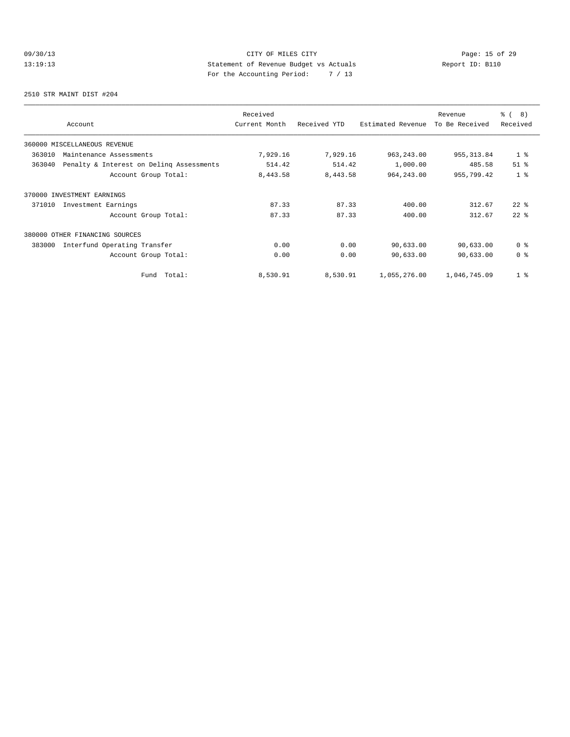CITY OF MILES CITY
Statement of Revenue Budget vs Actuals
For the Accounting Period: 7 / 13

09/30/13
13:19:13

Report ID: B110

2510 STR MAINT DIST #204

| Account | Received Current Month | Received YTD | Estimated Revenue | Revenue To Be Received | % ( 8) Received |
|---|---|---|---|---|---|
| 360000 MISCELLANEOUS REVENUE | | | | | |
| 363010 Maintenance Assessments | 7,929.16 | 7,929.16 | 963,243.00 | 955,313.84 | 1 % |
| 363040 Penalty & Interest on Delinq Assessments | 514.42 | 514.42 | 1,000.00 | 485.58 | 51 % |
| Account Group Total: | 8,443.58 | 8,443.58 | 964,243.00 | 955,799.42 | 1 % |
| 370000 INVESTMENT EARNINGS | | | | | |
| 371010 Investment Earnings | 87.33 | 87.33 | 400.00 | 312.67 | 22 % |
| Account Group Total: | 87.33 | 87.33 | 400.00 | 312.67 | 22 % |
| 380000 OTHER FINANCING SOURCES | | | | | |
| 383000 Interfund Operating Transfer | 0.00 | 0.00 | 90,633.00 | 90,633.00 | 0 % |
| Account Group Total: | 0.00 | 0.00 | 90,633.00 | 90,633.00 | 0 % |
| Fund Total: | 8,530.91 | 8,530.91 | 1,055,276.00 | 1,046,745.09 | 1 % |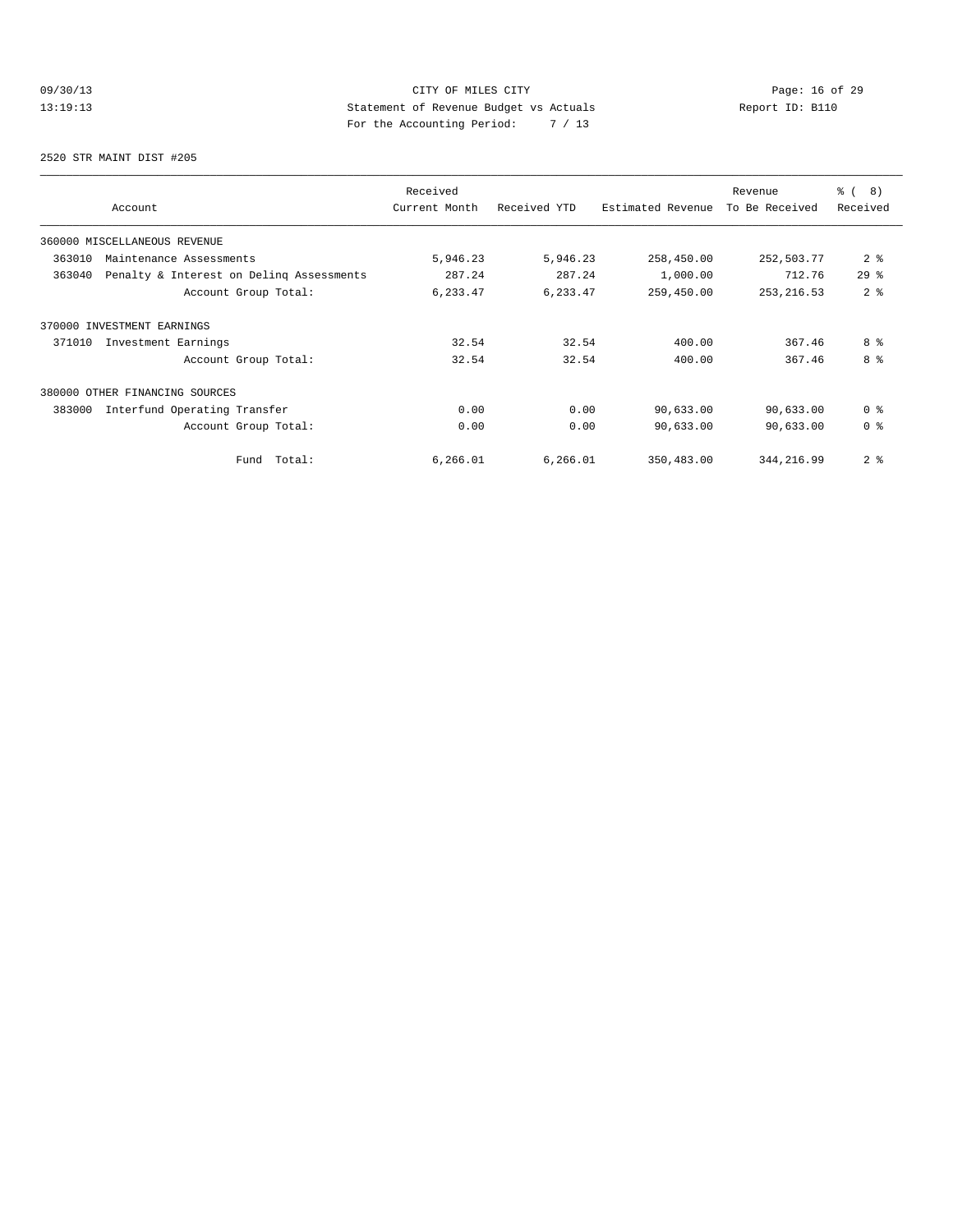CITY OF MILES CITY
Statement of Revenue Budget vs Actuals
For the Accounting Period: 7 / 13

09/30/13
13:19:13

Report ID: B110

2520 STR MAINT DIST #205

| Account | Received Current Month | Received YTD | Estimated Revenue | Revenue To Be Received | % ( 8) Received |
|---|---|---|---|---|---|
| 360000 MISCELLANEOUS REVENUE | | | | | |
| 363010 Maintenance Assessments | 5,946.23 | 5,946.23 | 258,450.00 | 252,503.77 | 2 % |
| 363040 Penalty & Interest on Delinq Assessments | 287.24 | 287.24 | 1,000.00 | 712.76 | 29 % |
| Account Group Total: | 6,233.47 | 6,233.47 | 259,450.00 | 253,216.53 | 2 % |
| 370000 INVESTMENT EARNINGS | | | | | |
| 371010 Investment Earnings | 32.54 | 32.54 | 400.00 | 367.46 | 8 % |
| Account Group Total: | 32.54 | 32.54 | 400.00 | 367.46 | 8 % |
| 380000 OTHER FINANCING SOURCES | | | | | |
| 383000 Interfund Operating Transfer | 0.00 | 0.00 | 90,633.00 | 90,633.00 | 0 % |
| Account Group Total: | 0.00 | 0.00 | 90,633.00 | 90,633.00 | 0 % |
| Fund Total: | 6,266.01 | 6,266.01 | 350,483.00 | 344,216.99 | 2 % |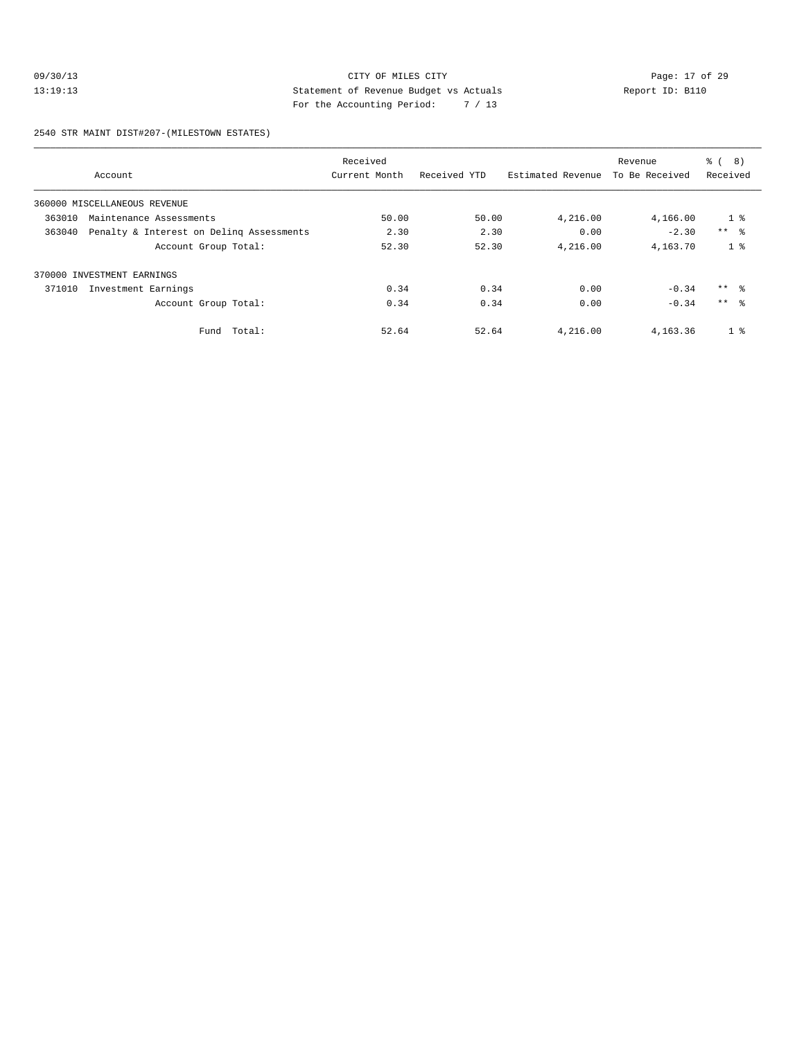CITY OF MILES CITY
Statement of Revenue Budget vs Actuals
For the Accounting Period: 7 / 13

09/30/13
13:19:13

Report ID: B110

2540 STR MAINT DIST#207-(MILESTOWN ESTATES)

| Account | Received Current Month | Received YTD | Estimated Revenue | Revenue To Be Received | % ( 8) Received |
|---|---|---|---|---|---|
| 360000 MISCELLANEOUS REVENUE | | | | | |
| 363010 Maintenance Assessments | 50.00 | 50.00 | 4,216.00 | 4,166.00 | 1 % |
| 363040 Penalty & Interest on Delinq Assessments | 2.30 | 2.30 | 0.00 | -2.30 | ** % |
| Account Group Total: | 52.30 | 52.30 | 4,216.00 | 4,163.70 | 1 % |
| 370000 INVESTMENT EARNINGS | | | | | |
| 371010 Investment Earnings | 0.34 | 0.34 | 0.00 | -0.34 | ** % |
| Account Group Total: | 0.34 | 0.34 | 0.00 | -0.34 | ** % |
| Fund Total: | 52.64 | 52.64 | 4,216.00 | 4,163.36 | 1 % |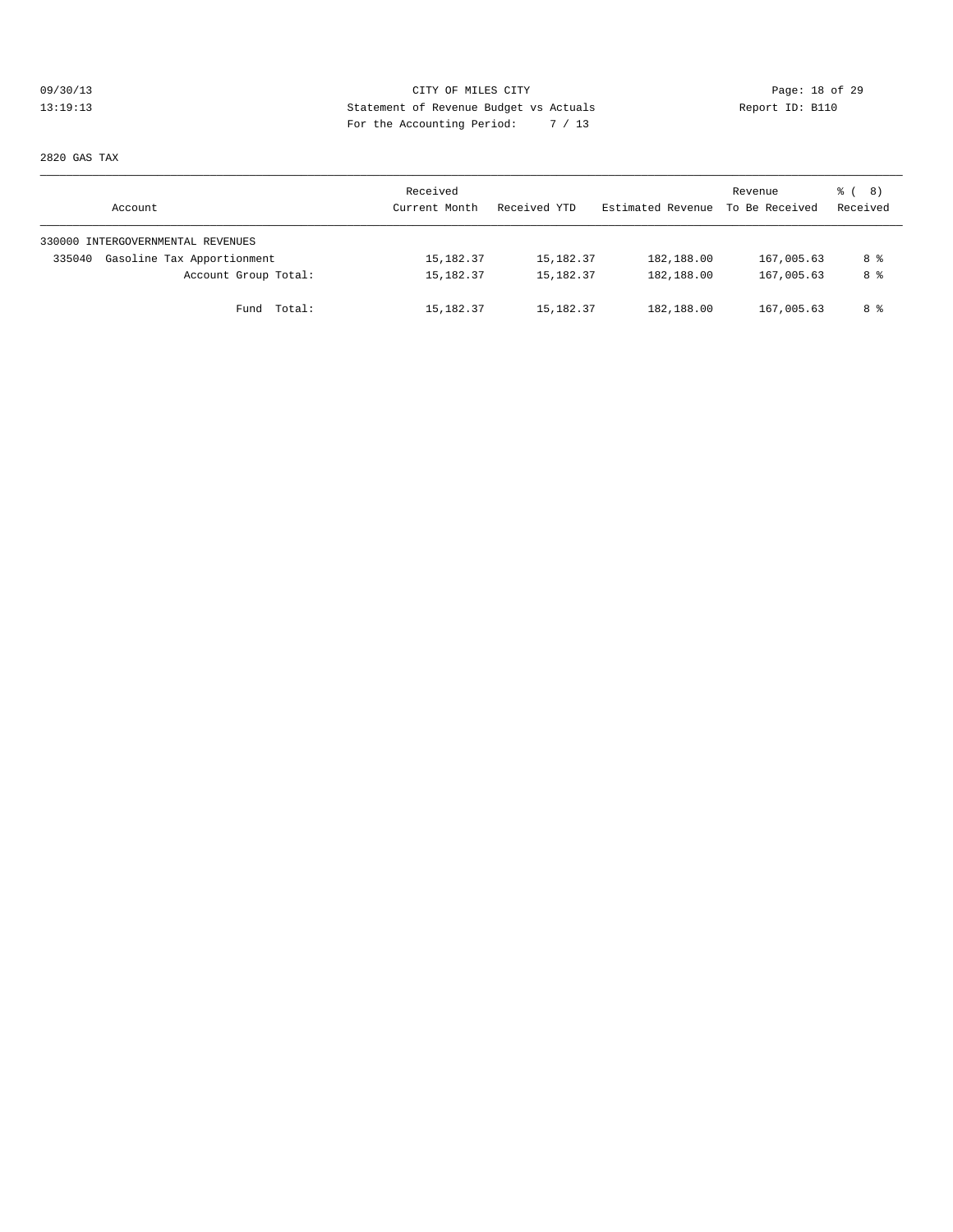CITY OF MILES CITY

Statement of Revenue Budget vs Actuals

For the Accounting Period: 7 / 13

09/30/13 13:19:13 — Report ID: B110

2820 GAS TAX

| Account | Received Current Month | Received YTD | Estimated Revenue | Revenue To Be Received | % ( 8) Received |
|---|---|---|---|---|---|
| 330000 INTERGOVERNMENTAL REVENUES | | | | | |
| 335040 Gasoline Tax Apportionment | 15,182.37 | 15,182.37 | 182,188.00 | 167,005.63 | 8 % |
| Account Group Total: | 15,182.37 | 15,182.37 | 182,188.00 | 167,005.63 | 8 % |
| Fund Total: | 15,182.37 | 15,182.37 | 182,188.00 | 167,005.63 | 8 % |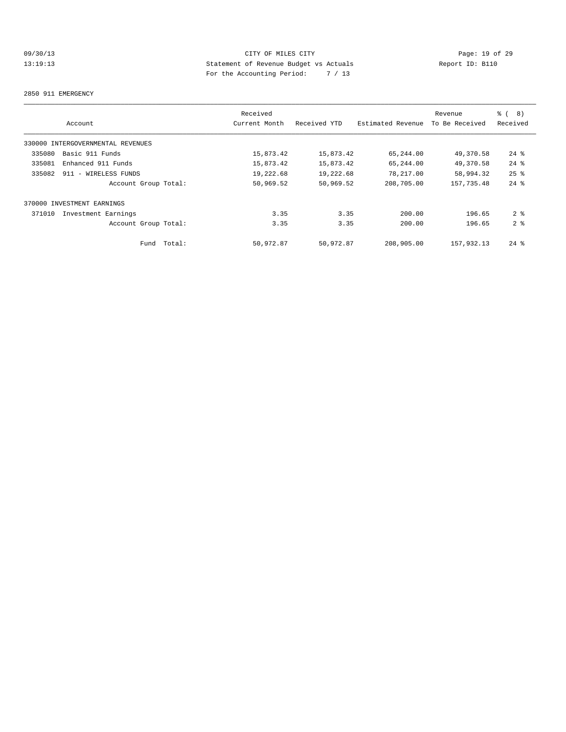CITY OF MILES CITY
Statement of Revenue Budget vs Actuals
For the Accounting Period: 7 / 13

09/30/13
13:19:13

Report ID: B110

2850 911 EMERGENCY

| Account | Received Current Month | Received YTD | Estimated Revenue | Revenue To Be Received | % ( 8) Received |
|---|---|---|---|---|---|
| 330000 INTERGOVERNMENTAL REVENUES | | | | | |
| 335080 Basic 911 Funds | 15,873.42 | 15,873.42 | 65,244.00 | 49,370.58 | 24 % |
| 335081 Enhanced 911 Funds | 15,873.42 | 15,873.42 | 65,244.00 | 49,370.58 | 24 % |
| 335082 911 - WIRELESS FUNDS | 19,222.68 | 19,222.68 | 78,217.00 | 58,994.32 | 25 % |
| Account Group Total: | 50,969.52 | 50,969.52 | 208,705.00 | 157,735.48 | 24 % |
| 370000 INVESTMENT EARNINGS | | | | | |
| 371010 Investment Earnings | 3.35 | 3.35 | 200.00 | 196.65 | 2 % |
| Account Group Total: | 3.35 | 3.35 | 200.00 | 196.65 | 2 % |
| Fund Total: | 50,972.87 | 50,972.87 | 208,905.00 | 157,932.13 | 24 % |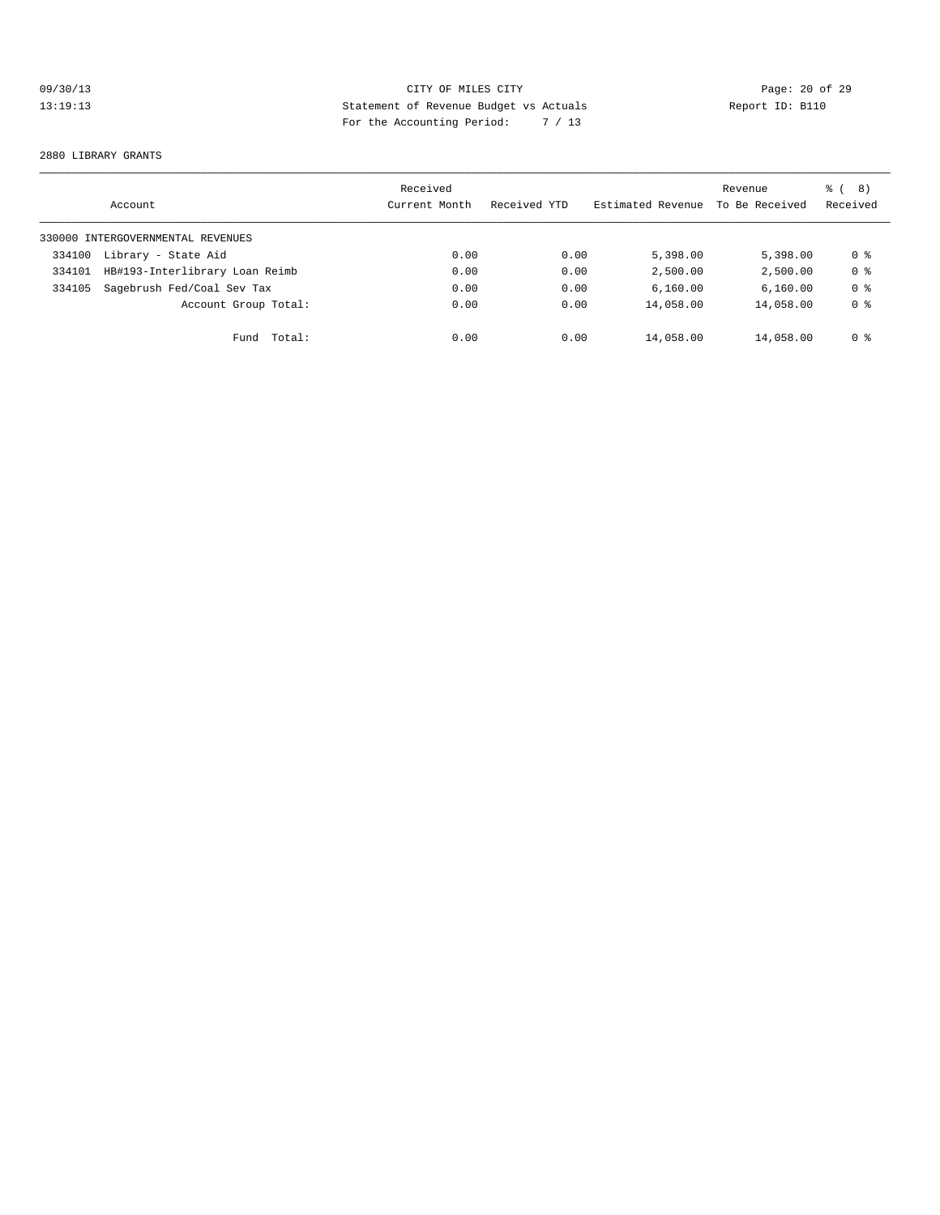CITY OF MILES CITY
Statement of Revenue Budget vs Actuals
For the Accounting Period: 7 / 13

09/30/13
13:19:13

Report ID: B110

2880 LIBRARY GRANTS

| Account | Received Current Month | Received YTD | Estimated Revenue | Revenue To Be Received | % ( 8) Received |
|---|---|---|---|---|---|
| 330000 INTERGOVERNMENTAL REVENUES | | | | | |
| 334100 Library - State Aid | 0.00 | 0.00 | 5,398.00 | 5,398.00 | 0 % |
| 334101 HB#193-Interlibrary Loan Reimb | 0.00 | 0.00 | 2,500.00 | 2,500.00 | 0 % |
| 334105 Sagebrush Fed/Coal Sev Tax | 0.00 | 0.00 | 6,160.00 | 6,160.00 | 0 % |
| Account Group Total: | 0.00 | 0.00 | 14,058.00 | 14,058.00 | 0 % |
| Fund Total: | 0.00 | 0.00 | 14,058.00 | 14,058.00 | 0 % |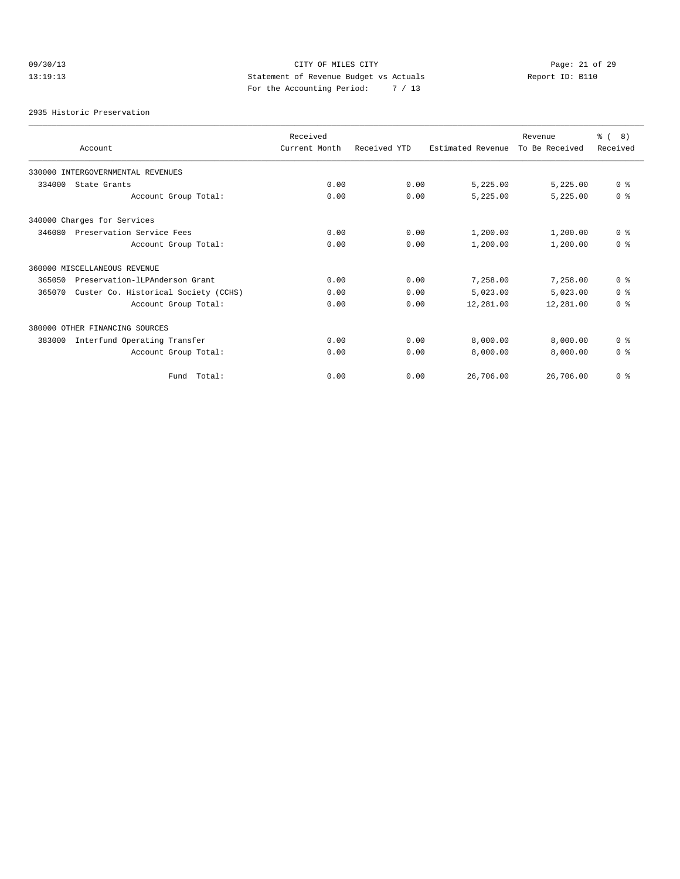# CITY OF MILES CITY

## Statement of Revenue Budget vs Actuals

09/30/13
13:19:13

Report ID: B110

For the Accounting Period: 7 / 13

### 2935 Historic Preservation

| Account | Received Current Month | Received YTD | Estimated Revenue | Revenue To Be Received | % ( 8) Received |
|---|---|---|---|---|---|
| 330000 INTERGOVERNMENTAL REVENUES | | | | | |
| 334000 State Grants | 0.00 | 0.00 | 5,225.00 | 5,225.00 | 0 % |
| Account Group Total: | 0.00 | 0.00 | 5,225.00 | 5,225.00 | 0 % |
| 340000 Charges for Services | | | | | |
| 346080 Preservation Service Fees | 0.00 | 0.00 | 1,200.00 | 1,200.00 | 0 % |
| Account Group Total: | 0.00 | 0.00 | 1,200.00 | 1,200.00 | 0 % |
| 360000 MISCELLANEOUS REVENUE | | | | | |
| 365050 Preservation-lLPAnderson Grant | 0.00 | 0.00 | 7,258.00 | 7,258.00 | 0 % |
| 365070 Custer Co. Historical Society (CCHS) | 0.00 | 0.00 | 5,023.00 | 5,023.00 | 0 % |
| Account Group Total: | 0.00 | 0.00 | 12,281.00 | 12,281.00 | 0 % |
| 380000 OTHER FINANCING SOURCES | | | | | |
| 383000 Interfund Operating Transfer | 0.00 | 0.00 | 8,000.00 | 8,000.00 | 0 % |
| Account Group Total: | 0.00 | 0.00 | 8,000.00 | 8,000.00 | 0 % |
| Fund Total: | 0.00 | 0.00 | 26,706.00 | 26,706.00 | 0 % |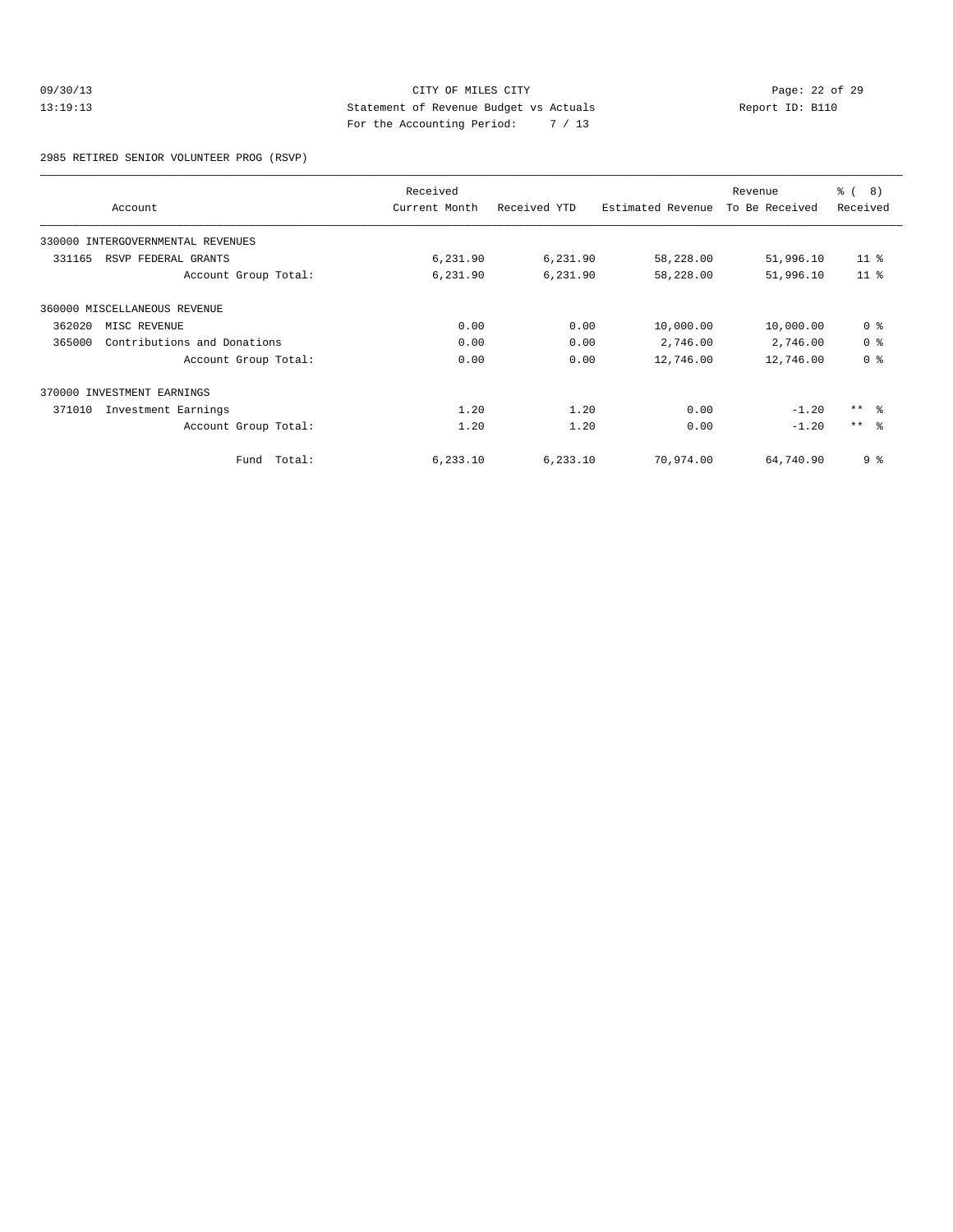CITY OF MILES CITY
Statement of Revenue Budget vs Actuals
For the Accounting Period: 7 / 13

09/30/13
13:19:13

Report ID: B110

2985 RETIRED SENIOR VOLUNTEER PROG (RSVP)

| Account | Received Current Month | Received YTD | Estimated Revenue | Revenue To Be Received | % ( 8) Received |
|---|---|---|---|---|---|
| 330000 INTERGOVERNMENTAL REVENUES | | | | | |
| 331165 RSVP FEDERAL GRANTS | 6,231.90 | 6,231.90 | 58,228.00 | 51,996.10 | 11 % |
| Account Group Total: | 6,231.90 | 6,231.90 | 58,228.00 | 51,996.10 | 11 % |
| 360000 MISCELLANEOUS REVENUE | | | | | |
| 362020 MISC REVENUE | 0.00 | 0.00 | 10,000.00 | 10,000.00 | 0 % |
| 365000 Contributions and Donations | 0.00 | 0.00 | 2,746.00 | 2,746.00 | 0 % |
| Account Group Total: | 0.00 | 0.00 | 12,746.00 | 12,746.00 | 0 % |
| 370000 INVESTMENT EARNINGS | | | | | |
| 371010 Investment Earnings | 1.20 | 1.20 | 0.00 | -1.20 | ** % |
| Account Group Total: | 1.20 | 1.20 | 0.00 | -1.20 | ** % |
| Fund Total: | 6,233.10 | 6,233.10 | 70,974.00 | 64,740.90 | 9 % |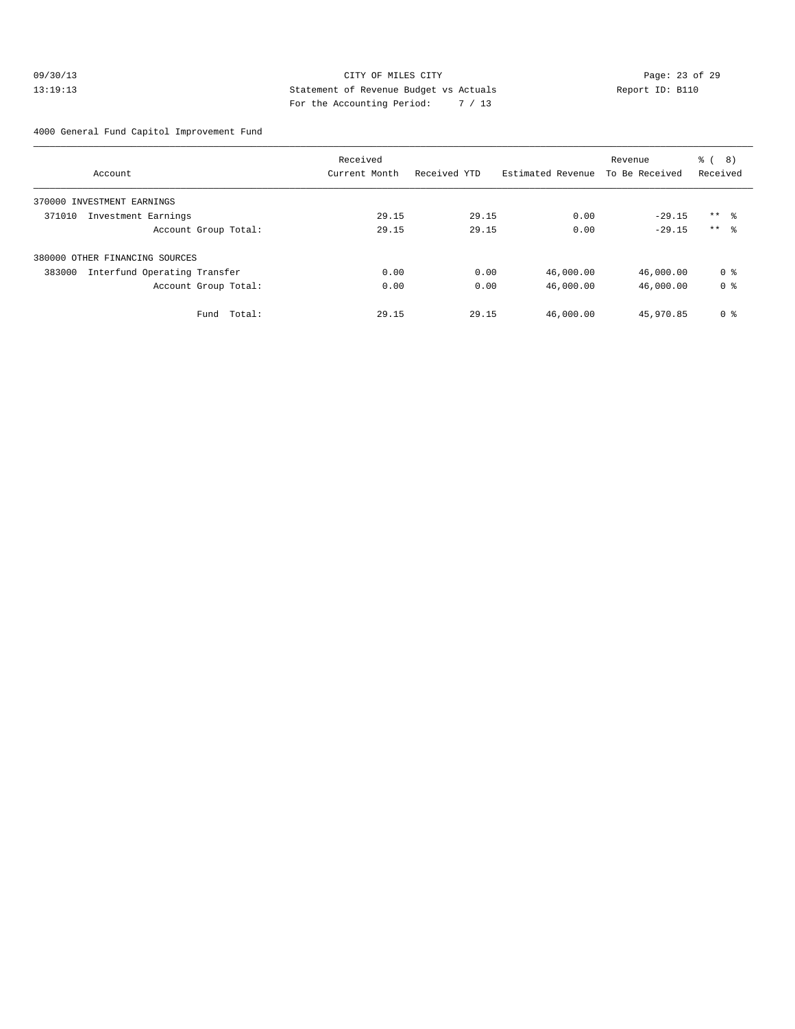09/30/13 CITY OF MILES CITY
13:19:13 Statement of Revenue Budget vs Actuals Report ID: B110
For the Accounting Period: 7 / 13

4000 General Fund Capitol Improvement Fund

| Account | Received Current Month | Received YTD | Estimated Revenue | Revenue To Be Received | % ( 8) Received |
|---|---|---|---|---|---|
| 370000 INVESTMENT EARNINGS | | | | | |
| 371010 Investment Earnings | 29.15 | 29.15 | 0.00 | -29.15 | ** % |
| Account Group Total: | 29.15 | 29.15 | 0.00 | -29.15 | ** % |
| 380000 OTHER FINANCING SOURCES | | | | | |
| 383000 Interfund Operating Transfer | 0.00 | 0.00 | 46,000.00 | 46,000.00 | 0 % |
| Account Group Total: | 0.00 | 0.00 | 46,000.00 | 46,000.00 | 0 % |
| Fund Total: | 29.15 | 29.15 | 46,000.00 | 45,970.85 | 0 % |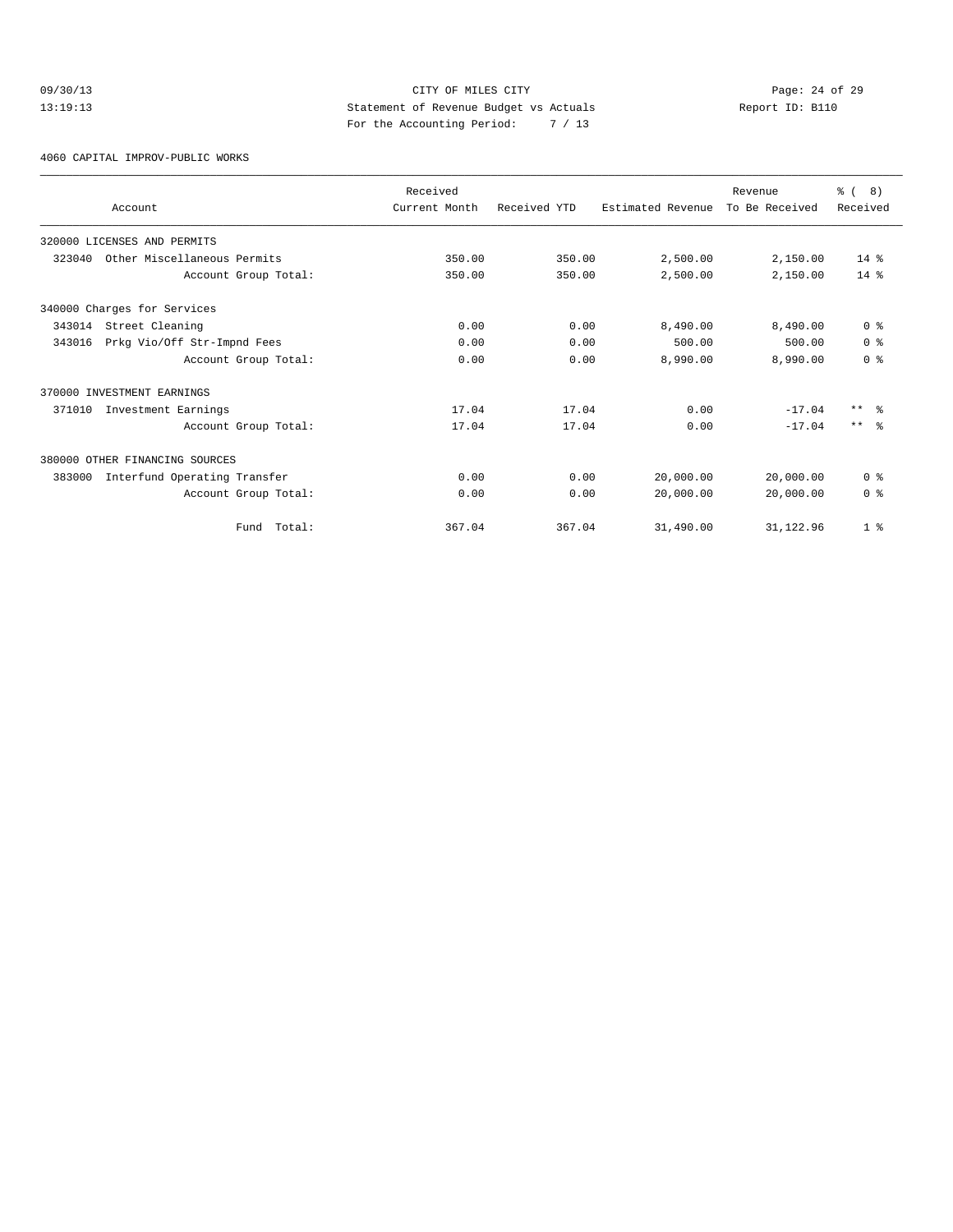CITY OF MILES CITY
Statement of Revenue Budget vs Actuals
For the Accounting Period: 7 / 13

09/30/13
13:19:13

Report ID: B110

4060 CAPITAL IMPROV-PUBLIC WORKS

| Account | Received Current Month | Received YTD | Estimated Revenue | Revenue To Be Received | % ( 8) Received |
|---|---|---|---|---|---|
| 320000 LICENSES AND PERMITS | | | | | |
| 323040 Other Miscellaneous Permits | 350.00 | 350.00 | 2,500.00 | 2,150.00 | 14 % |
| Account Group Total: | 350.00 | 350.00 | 2,500.00 | 2,150.00 | 14 % |
| 340000 Charges for Services | | | | | |
| 343014 Street Cleaning | 0.00 | 0.00 | 8,490.00 | 8,490.00 | 0 % |
| 343016 Prkg Vio/Off Str-Impnd Fees | 0.00 | 0.00 | 500.00 | 500.00 | 0 % |
| Account Group Total: | 0.00 | 0.00 | 8,990.00 | 8,990.00 | 0 % |
| 370000 INVESTMENT EARNINGS | | | | | |
| 371010 Investment Earnings | 17.04 | 17.04 | 0.00 | -17.04 | ** % |
| Account Group Total: | 17.04 | 17.04 | 0.00 | -17.04 | ** % |
| 380000 OTHER FINANCING SOURCES | | | | | |
| 383000 Interfund Operating Transfer | 0.00 | 0.00 | 20,000.00 | 20,000.00 | 0 % |
| Account Group Total: | 0.00 | 0.00 | 20,000.00 | 20,000.00 | 0 % |
| Fund Total: | 367.04 | 367.04 | 31,490.00 | 31,122.96 | 1 % |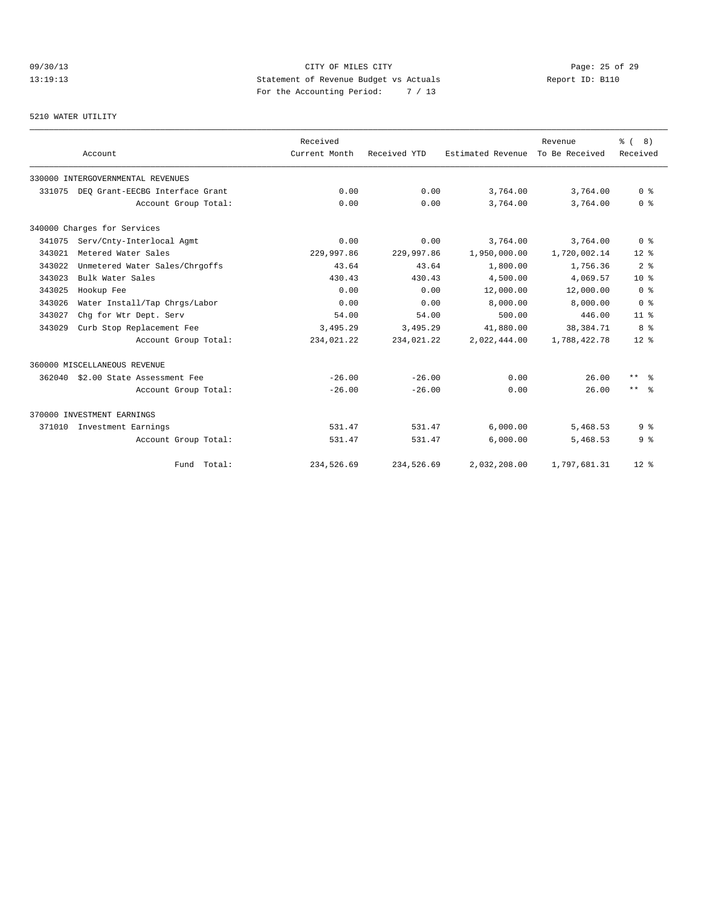CITY OF MILES CITY
Statement of Revenue Budget vs Actuals
For the Accounting Period: 7 / 13

09/30/13
13:19:13

Report ID: B110

5210 WATER UTILITY

| Account | Received Current Month | Received YTD | Estimated Revenue | Revenue To Be Received | % ( 8) Received |
|---|---|---|---|---|---|
| 330000 INTERGOVERNMENTAL REVENUES | | | | | |
| 331075 DEQ Grant-EECBG Interface Grant | 0.00 | 0.00 | 3,764.00 | 3,764.00 | 0 % |
| Account Group Total: | 0.00 | 0.00 | 3,764.00 | 3,764.00 | 0 % |
| 340000 Charges for Services | | | | | |
| 341075 Serv/Cnty-Interlocal Agmt | 0.00 | 0.00 | 3,764.00 | 3,764.00 | 0 % |
| 343021 Metered Water Sales | 229,997.86 | 229,997.86 | 1,950,000.00 | 1,720,002.14 | 12 % |
| 343022 Unmetered Water Sales/Chrgoffs | 43.64 | 43.64 | 1,800.00 | 1,756.36 | 2 % |
| 343023 Bulk Water Sales | 430.43 | 430.43 | 4,500.00 | 4,069.57 | 10 % |
| 343025 Hookup Fee | 0.00 | 0.00 | 12,000.00 | 12,000.00 | 0 % |
| 343026 Water Install/Tap Chrgs/Labor | 0.00 | 0.00 | 8,000.00 | 8,000.00 | 0 % |
| 343027 Chg for Wtr Dept. Serv | 54.00 | 54.00 | 500.00 | 446.00 | 11 % |
| 343029 Curb Stop Replacement Fee | 3,495.29 | 3,495.29 | 41,880.00 | 38,384.71 | 8 % |
| Account Group Total: | 234,021.22 | 234,021.22 | 2,022,444.00 | 1,788,422.78 | 12 % |
| 360000 MISCELLANEOUS REVENUE | | | | | |
| 362040 $2.00 State Assessment Fee | -26.00 | -26.00 | 0.00 | 26.00 | ** % |
| Account Group Total: | -26.00 | -26.00 | 0.00 | 26.00 | ** % |
| 370000 INVESTMENT EARNINGS | | | | | |
| 371010 Investment Earnings | 531.47 | 531.47 | 6,000.00 | 5,468.53 | 9 % |
| Account Group Total: | 531.47 | 531.47 | 6,000.00 | 5,468.53 | 9 % |
| Fund Total: | 234,526.69 | 234,526.69 | 2,032,208.00 | 1,797,681.31 | 12 % |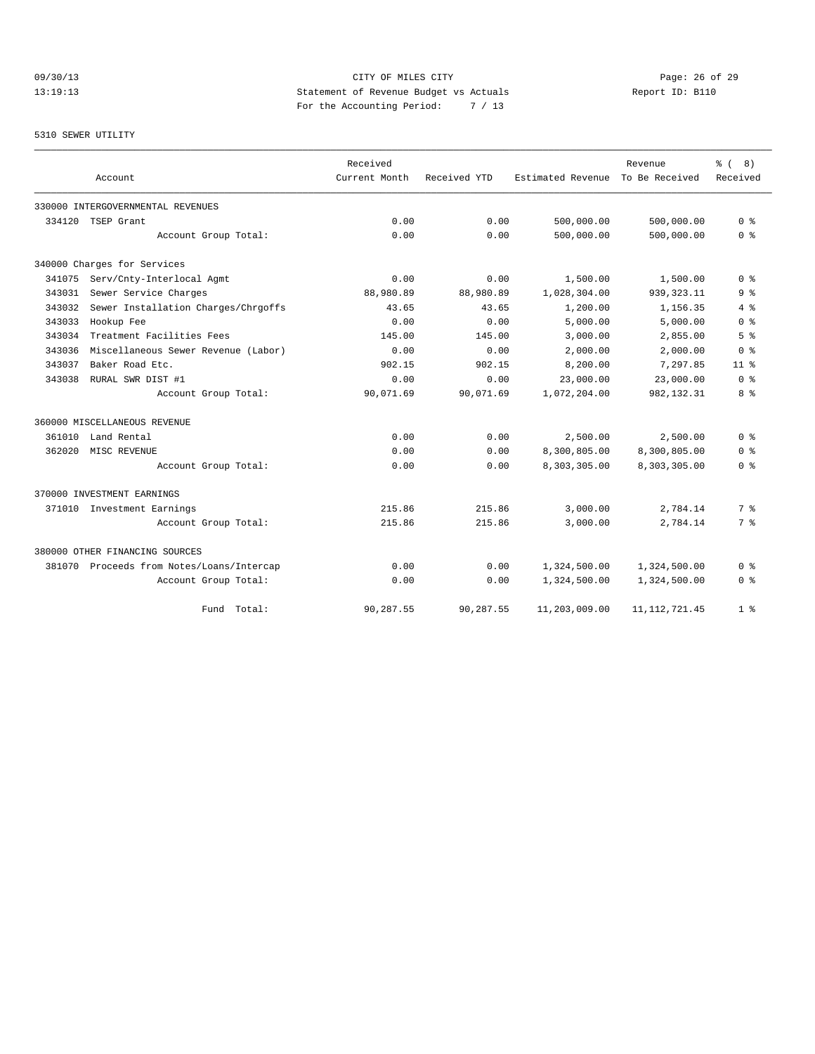CITY OF MILES CITY
Statement of Revenue Budget vs Actuals
For the Accounting Period: 7 / 13

09/30/13
13:19:13

Report ID: B110

5310 SEWER UTILITY

| Account | Received Current Month | Received YTD | Estimated Revenue | Revenue To Be Received | % ( 8) Received |
|---|---|---|---|---|---|
| 330000 INTERGOVERNMENTAL REVENUES | | | | | |
| 334120 TSEP Grant | 0.00 | 0.00 | 500,000.00 | 500,000.00 | 0 % |
| Account Group Total: | 0.00 | 0.00 | 500,000.00 | 500,000.00 | 0 % |
| 340000 Charges for Services | | | | | |
| 341075 Serv/Cnty-Interlocal Agmt | 0.00 | 0.00 | 1,500.00 | 1,500.00 | 0 % |
| 343031 Sewer Service Charges | 88,980.89 | 88,980.89 | 1,028,304.00 | 939,323.11 | 9 % |
| 343032 Sewer Installation Charges/Chrgoffs | 43.65 | 43.65 | 1,200.00 | 1,156.35 | 4 % |
| 343033 Hookup Fee | 0.00 | 0.00 | 5,000.00 | 5,000.00 | 0 % |
| 343034 Treatment Facilities Fees | 145.00 | 145.00 | 3,000.00 | 2,855.00 | 5 % |
| 343036 Miscellaneous Sewer Revenue (Labor) | 0.00 | 0.00 | 2,000.00 | 2,000.00 | 0 % |
| 343037 Baker Road Etc. | 902.15 | 902.15 | 8,200.00 | 7,297.85 | 11 % |
| 343038 RURAL SWR DIST #1 | 0.00 | 0.00 | 23,000.00 | 23,000.00 | 0 % |
| Account Group Total: | 90,071.69 | 90,071.69 | 1,072,204.00 | 982,132.31 | 8 % |
| 360000 MISCELLANEOUS REVENUE | | | | | |
| 361010 Land Rental | 0.00 | 0.00 | 2,500.00 | 2,500.00 | 0 % |
| 362020 MISC REVENUE | 0.00 | 0.00 | 8,300,805.00 | 8,300,805.00 | 0 % |
| Account Group Total: | 0.00 | 0.00 | 8,303,305.00 | 8,303,305.00 | 0 % |
| 370000 INVESTMENT EARNINGS | | | | | |
| 371010 Investment Earnings | 215.86 | 215.86 | 3,000.00 | 2,784.14 | 7 % |
| Account Group Total: | 215.86 | 215.86 | 3,000.00 | 2,784.14 | 7 % |
| 380000 OTHER FINANCING SOURCES | | | | | |
| 381070 Proceeds from Notes/Loans/Intercap | 0.00 | 0.00 | 1,324,500.00 | 1,324,500.00 | 0 % |
| Account Group Total: | 0.00 | 0.00 | 1,324,500.00 | 1,324,500.00 | 0 % |
| Fund Total: | 90,287.55 | 90,287.55 | 11,203,009.00 | 11,112,721.45 | 1 % |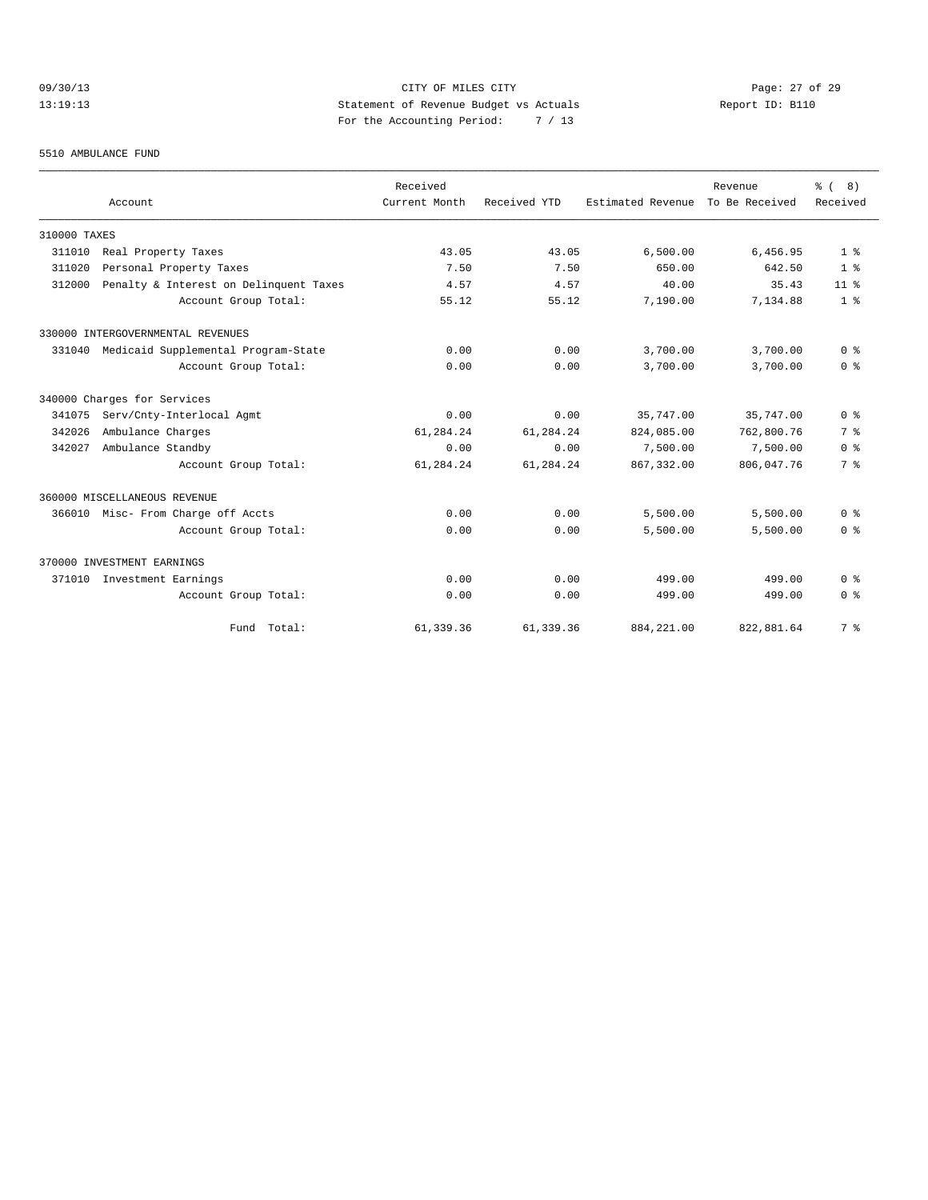09/30/13 CITY OF MILES CITY
13:19:13 Statement of Revenue Budget vs Actuals Report ID: B110
For the Accounting Period: 7 / 13

5510 AMBULANCE FUND

| Account | Received Current Month | Received YTD | Estimated Revenue | Revenue To Be Received | % ( 8) Received |
|---|---|---|---|---|---|
| 310000 TAXES | | | | | |
| 311010 Real Property Taxes | 43.05 | 43.05 | 6,500.00 | 6,456.95 | 1 % |
| 311020 Personal Property Taxes | 7.50 | 7.50 | 650.00 | 642.50 | 1 % |
| 312000 Penalty & Interest on Delinquent Taxes | 4.57 | 4.57 | 40.00 | 35.43 | 11 % |
| Account Group Total: | 55.12 | 55.12 | 7,190.00 | 7,134.88 | 1 % |
| 330000 INTERGOVERNMENTAL REVENUES | | | | | |
| 331040 Medicaid Supplemental Program-State | 0.00 | 0.00 | 3,700.00 | 3,700.00 | 0 % |
| Account Group Total: | 0.00 | 0.00 | 3,700.00 | 3,700.00 | 0 % |
| 340000 Charges for Services | | | | | |
| 341075 Serv/Cnty-Interlocal Agmt | 0.00 | 0.00 | 35,747.00 | 35,747.00 | 0 % |
| 342026 Ambulance Charges | 61,284.24 | 61,284.24 | 824,085.00 | 762,800.76 | 7 % |
| 342027 Ambulance Standby | 0.00 | 0.00 | 7,500.00 | 7,500.00 | 0 % |
| Account Group Total: | 61,284.24 | 61,284.24 | 867,332.00 | 806,047.76 | 7 % |
| 360000 MISCELLANEOUS REVENUE | | | | | |
| 366010 Misc- From Charge off Accts | 0.00 | 0.00 | 5,500.00 | 5,500.00 | 0 % |
| Account Group Total: | 0.00 | 0.00 | 5,500.00 | 5,500.00 | 0 % |
| 370000 INVESTMENT EARNINGS | | | | | |
| 371010 Investment Earnings | 0.00 | 0.00 | 499.00 | 499.00 | 0 % |
| Account Group Total: | 0.00 | 0.00 | 499.00 | 499.00 | 0 % |
| Fund Total: | 61,339.36 | 61,339.36 | 884,221.00 | 822,881.64 | 7 % |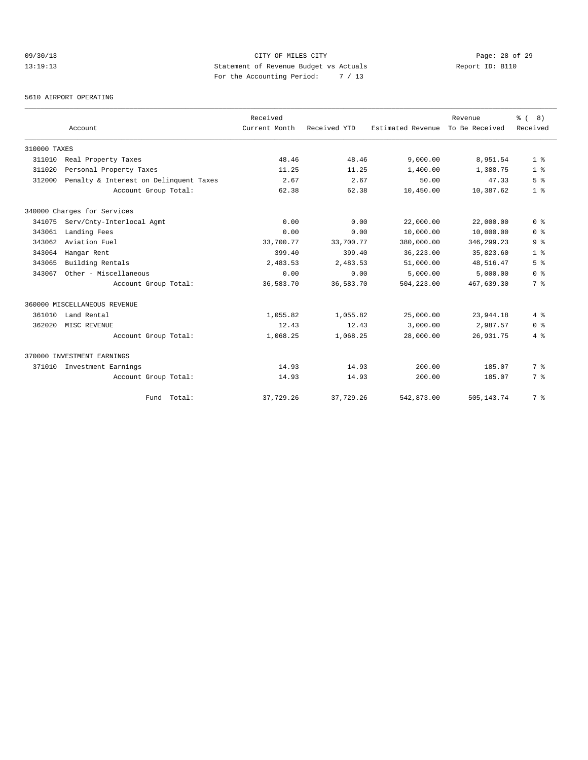09/30/13 CITY OF MILES CITY
13:19:13 Statement of Revenue Budget vs Actuals Report ID: B110
For the Accounting Period: 7 / 13

5610 AIRPORT OPERATING

| Account | | Received Current Month | Received YTD | Estimated Revenue | Revenue To Be Received | % ( 8) Received |
|---|---|---|---|---|---|---|
| 310000 TAXES | | | | | | |
| 311010 | Real Property Taxes | 48.46 | 48.46 | 9,000.00 | 8,951.54 | 1 % |
| 311020 | Personal Property Taxes | 11.25 | 11.25 | 1,400.00 | 1,388.75 | 1 % |
| 312000 | Penalty & Interest on Delinquent Taxes | 2.67 | 2.67 | 50.00 | 47.33 | 5 % |
| | Account Group Total: | 62.38 | 62.38 | 10,450.00 | 10,387.62 | 1 % |
| 340000 Charges for Services | | | | | | |
| 341075 | Serv/Cnty-Interlocal Agmt | 0.00 | 0.00 | 22,000.00 | 22,000.00 | 0 % |
| 343061 | Landing Fees | 0.00 | 0.00 | 10,000.00 | 10,000.00 | 0 % |
| 343062 | Aviation Fuel | 33,700.77 | 33,700.77 | 380,000.00 | 346,299.23 | 9 % |
| 343064 | Hangar Rent | 399.40 | 399.40 | 36,223.00 | 35,823.60 | 1 % |
| 343065 | Building Rentals | 2,483.53 | 2,483.53 | 51,000.00 | 48,516.47 | 5 % |
| 343067 | Other - Miscellaneous | 0.00 | 0.00 | 5,000.00 | 5,000.00 | 0 % |
| | Account Group Total: | 36,583.70 | 36,583.70 | 504,223.00 | 467,639.30 | 7 % |
| 360000 MISCELLANEOUS REVENUE | | | | | | |
| 361010 | Land Rental | 1,055.82 | 1,055.82 | 25,000.00 | 23,944.18 | 4 % |
| 362020 | MISC REVENUE | 12.43 | 12.43 | 3,000.00 | 2,987.57 | 0 % |
| | Account Group Total: | 1,068.25 | 1,068.25 | 28,000.00 | 26,931.75 | 4 % |
| 370000 INVESTMENT EARNINGS | | | | | | |
| 371010 | Investment Earnings | 14.93 | 14.93 | 200.00 | 185.07 | 7 % |
| | Account Group Total: | 14.93 | 14.93 | 200.00 | 185.07 | 7 % |
| | Fund Total: | 37,729.26 | 37,729.26 | 542,873.00 | 505,143.74 | 7 % |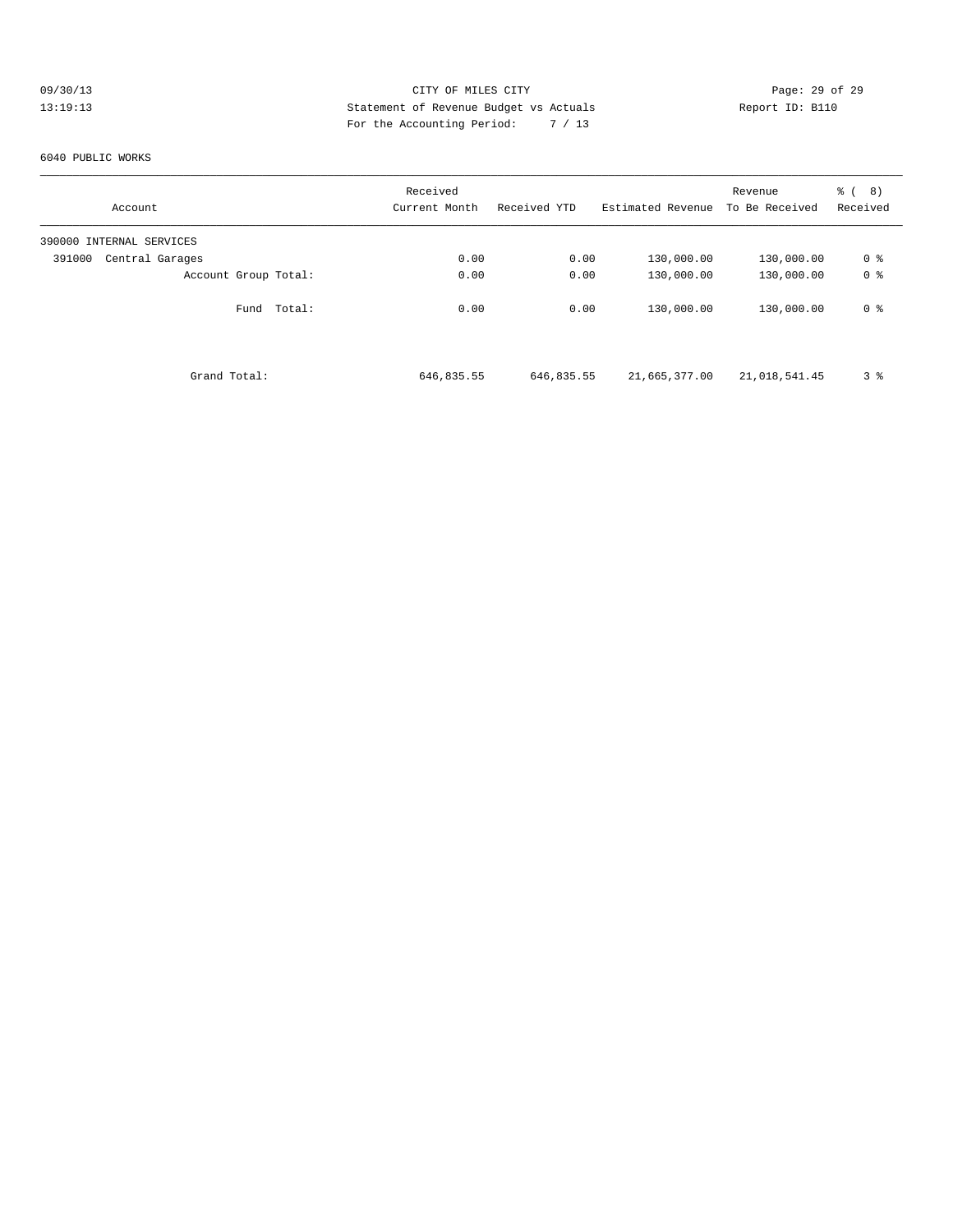09/30/13 CITY OF MILES CITY
13:19:13 Statement of Revenue Budget vs Actuals Report ID: B110
For the Accounting Period: 7 / 13

6040 PUBLIC WORKS

| Account | Received Current Month | Received YTD | Estimated Revenue | Revenue To Be Received | % ( 8) Received |
|---|---|---|---|---|---|
| 390000 INTERNAL SERVICES | | | | | |
| 391000 Central Garages | 0.00 | 0.00 | 130,000.00 | 130,000.00 | 0 % |
| Account Group Total: | 0.00 | 0.00 | 130,000.00 | 130,000.00 | 0 % |
| Fund Total: | 0.00 | 0.00 | 130,000.00 | 130,000.00 | 0 % |
| Grand Total: | 646,835.55 | 646,835.55 | 21,665,377.00 | 21,018,541.45 | 3 % |